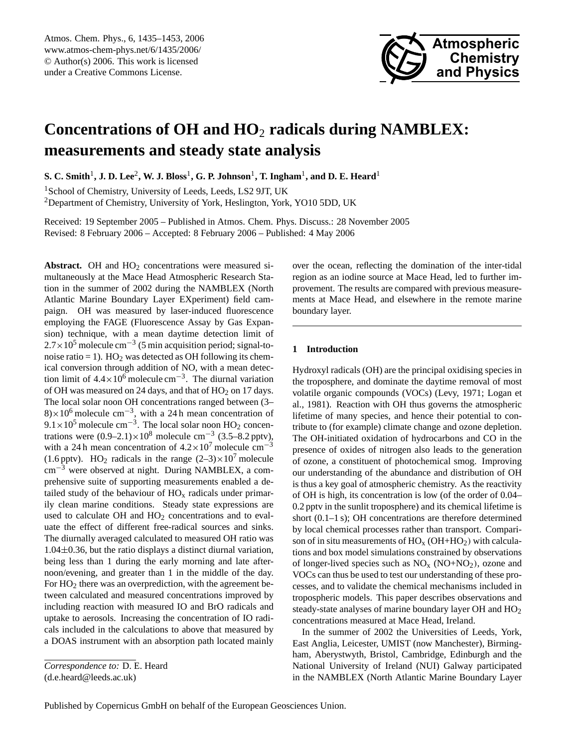# Concentrations of OH and $HO_2$ radicals during NAMBLEX: measurements and steady state analysis

**S. C. Smith[1], J. D. Lee[2], W. J. Bloss[1], G. P. Johnson[1], T. Ingham[1], and D. E. Heard[1]**

[1]School of Chemistry, University of Leeds, Leeds, LS2 9JT, UK

[2]Department of Chemistry, University of York, Heslington, York, YO10 5DD, UK

Received: 19 September 2005 – Published in Atmos. Chem. Phys. Discuss.: 28 November 2005
Revised: 8 February 2006 – Accepted: 8 February 2006 – Published: 4 May 2006

**Abstract.** OH and $HO_2$ concentrations were measured simultaneously at the Mace Head Atmospheric Research Station in the summer of 2002 during the NAMBLEX (North Atlantic Marine Boundary Layer EXperiment) field campaign. OH was measured by laser-induced fluorescence employing the FAGE (Fluorescence Assay by Gas Expansion) technique, with a mean daytime detection limit of $2.7\times10^5$ molecule cm$^{-3}$ (5 min acquisition period; signal-to-noise ratio = 1). $HO_2$ was detected as OH following its chemical conversion through addition of NO, with a mean detection limit of $4.4\times10^6$ molecule cm$^{-3}$. The diurnal variation of OH was measured on 24 days, and that of $HO_2$ on 17 days. The local solar noon OH concentrations ranged between $(3–8)\times10^6$ molecule cm$^{-3}$, with a 24 h mean concentration of $9.1\times10^5$ molecule cm$^{-3}$. The local solar noon $HO_2$ concentrations were $(0.9–2.1)\times10^8$ molecule cm$^{-3}$ (3.5–8.2 pptv), with a 24 h mean concentration of $4.2\times10^7$ molecule cm$^{-3}$ (1.6 pptv). $HO_2$ radicals in the range $(2–3)\times10^7$ molecule cm$^{-3}$ were observed at night. During NAMBLEX, a comprehensive suite of supporting measurements enabled a detailed study of the behaviour of $HO_x$ radicals under primarily clean marine conditions. Steady state expressions are used to calculate OH and $HO_2$ concentrations and to evaluate the effect of different free-radical sources and sinks. The diurnally averaged calculated to measured OH ratio was $1.04\pm0.36$, but the ratio displays a distinct diurnal variation, being less than 1 during the early morning and late afternoon/evening, and greater than 1 in the middle of the day. For $HO_2$ there was an overprediction, with the agreement between calculated and measured concentrations improved by including reaction with measured IO and BrO radicals and uptake to aerosols. Increasing the concentration of IO radicals included in the calculations to above that measured by a DOAS instrument with an absorption path located mainly over the ocean, reflecting the domination of the inter-tidal region as an iodine source at Mace Head, led to further improvement. The results are compared with previous measurements at Mace Head, and elsewhere in the remote marine boundary layer.

## 1 Introduction

Hydroxyl radicals (OH) are the principal oxidising species in the troposphere, and dominate the daytime removal of most volatile organic compounds (VOCs) (Levy, 1971; Logan et al., 1981). Reaction with OH thus governs the atmospheric lifetime of many species, and hence their potential to contribute to (for example) climate change and ozone depletion. The OH-initiated oxidation of hydrocarbons and CO in the presence of oxides of nitrogen also leads to the generation of ozone, a constituent of photochemical smog. Improving our understanding of the abundance and distribution of OH is thus a key goal of atmospheric chemistry. As the reactivity of OH is high, its concentration is low (of the order of 0.04–0.2 pptv in the sunlit troposphere) and its chemical lifetime is short (0.1–1 s); OH concentrations are therefore determined by local chemical processes rather than transport. Comparison of in situ measurements of $HO_x$ ($OH+HO_2$) with calculations and box model simulations constrained by observations of longer-lived species such as $NO_x$ ($NO+NO_2$), ozone and VOCs can thus be used to test our understanding of these processes, and to validate the chemical mechanisms included in tropospheric models. This paper describes observations and steady-state analyses of marine boundary layer OH and $HO_2$ concentrations measured at Mace Head, Ireland.

In the summer of 2002 the Universities of Leeds, York, East Anglia, Leicester, UMIST (now Manchester), Birmingham, Aberystwyth, Bristol, Cambridge, Edinburgh and the National University of Ireland (NUI) Galway participated in the NAMBLEX (North Atlantic Marine Boundary Layer

*Correspondence to:* D. E. Heard
(d.e.heard@leeds.ac.uk)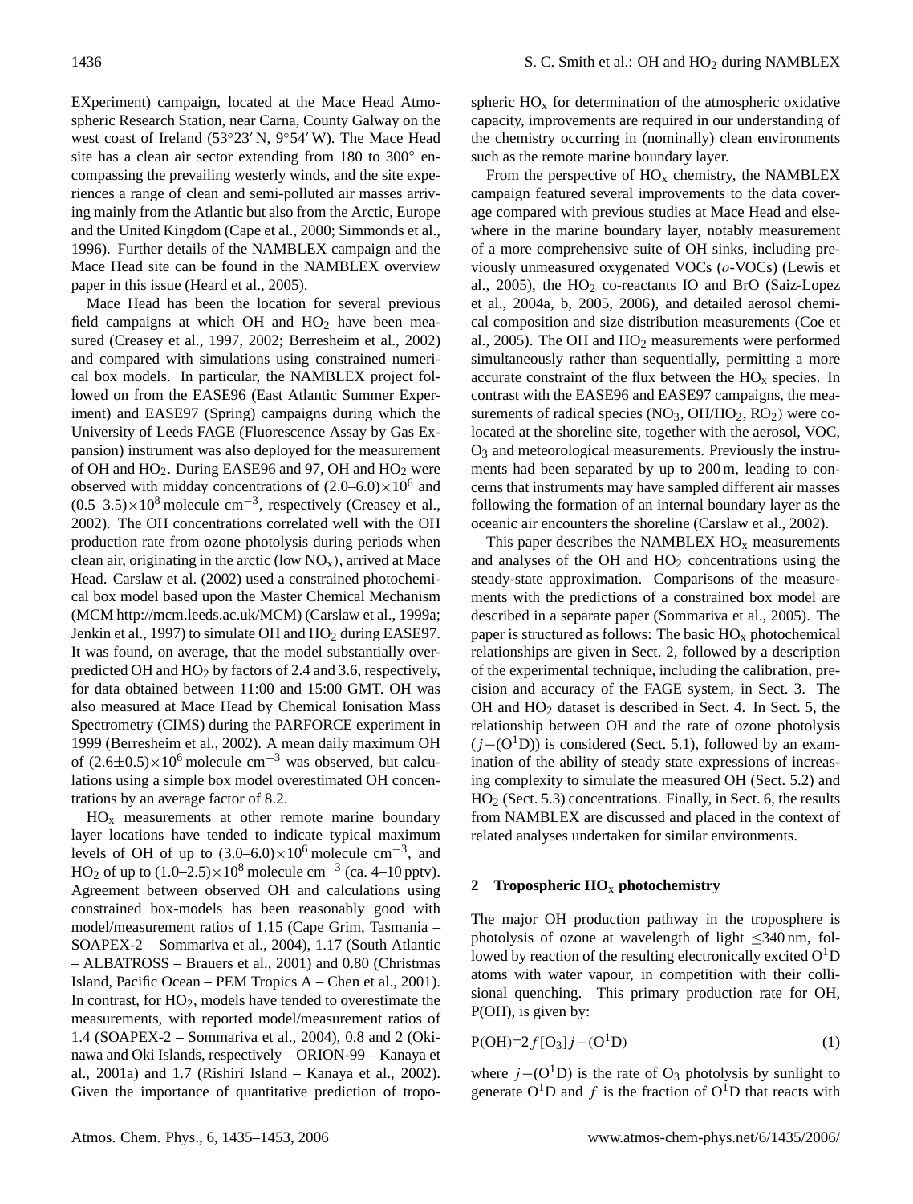EXperiment) campaign, located at the Mace Head Atmospheric Research Station, near Carna, County Galway on the west coast of Ireland (53°23′ N, 9°54′ W). The Mace Head site has a clean air sector extending from 180 to 300° encompassing the prevailing westerly winds, and the site experiences a range of clean and semi-polluted air masses arriving mainly from the Atlantic but also from the Arctic, Europe and the United Kingdom (Cape et al., 2000; Simmonds et al., 1996). Further details of the NAMBLEX campaign and the Mace Head site can be found in the NAMBLEX overview paper in this issue (Heard et al., 2005).

Mace Head has been the location for several previous field campaigns at which OH and $HO_2$ have been measured (Creasey et al., 1997, 2002; Berresheim et al., 2002) and compared with simulations using constrained numerical box models. In particular, the NAMBLEX project followed on from the EASE96 (East Atlantic Summer Experiment) and EASE97 (Spring) campaigns during which the University of Leeds FAGE (Fluorescence Assay by Gas Expansion) instrument was also deployed for the measurement of OH and $HO_2$. During EASE96 and 97, OH and $HO_2$ were observed with midday concentrations of $(2.0\text{–}6.0)\times10^6$ and $(0.5\text{–}3.5)\times10^8$ molecule cm$^{-3}$, respectively (Creasey et al., 2002). The OH concentrations correlated well with the OH production rate from ozone photolysis during periods when clean air, originating in the arctic (low $NO_x$), arrived at Mace Head. Carslaw et al. (2002) used a constrained photochemical box model based upon the Master Chemical Mechanism (MCM http://mcm.leeds.ac.uk/MCM) (Carslaw et al., 1999a; Jenkin et al., 1997) to simulate OH and $HO_2$ during EASE97. It was found, on average, that the model substantially overpredicted OH and $HO_2$ by factors of 2.4 and 3.6, respectively, for data obtained between 11:00 and 15:00 GMT. OH was also measured at Mace Head by Chemical Ionisation Mass Spectrometry (CIMS) during the PARFORCE experiment in 1999 (Berresheim et al., 2002). A mean daily maximum OH of $(2.6\pm0.5)\times10^6$ molecule cm$^{-3}$ was observed, but calculations using a simple box model overestimated OH concentrations by an average factor of 8.2.

$HO_x$ measurements at other remote marine boundary layer locations have tended to indicate typical maximum levels of OH of up to $(3.0\text{–}6.0)\times10^6$ molecule cm$^{-3}$, and $HO_2$ of up to $(1.0\text{–}2.5)\times10^8$ molecule cm$^{-3}$ (ca. 4–10 pptv). Agreement between observed OH and calculations using constrained box-models has been reasonably good with model/measurement ratios of 1.15 (Cape Grim, Tasmania – SOAPEX-2 – Sommariva et al., 2004), 1.17 (South Atlantic – ALBATROSS – Brauers et al., 2001) and 0.80 (Christmas Island, Pacific Ocean – PEM Tropics A – Chen et al., 2001). In contrast, for $HO_2$, models have tended to overestimate the measurements, with reported model/measurement ratios of 1.4 (SOAPEX-2 – Sommariva et al., 2004), 0.8 and 2 (Okinawa and Oki Islands, respectively – ORION-99 – Kanaya et al., 2001a) and 1.7 (Rishiri Island – Kanaya et al., 2002). Given the importance of quantitative prediction of tropospheric $HO_x$ for determination of the atmospheric oxidative capacity, improvements are required in our understanding of the chemistry occurring in (nominally) clean environments such as the remote marine boundary layer.

From the perspective of $HO_x$ chemistry, the NAMBLEX campaign featured several improvements to the data coverage compared with previous studies at Mace Head and elsewhere in the marine boundary layer, notably measurement of a more comprehensive suite of OH sinks, including previously unmeasured oxygenated VOCs (*o*-VOCs) (Lewis et al., 2005), the $HO_2$ co-reactants IO and BrO (Saiz-Lopez et al., 2004a, b, 2005, 2006), and detailed aerosol chemical composition and size distribution measurements (Coe et al., 2005). The OH and $HO_2$ measurements were performed simultaneously rather than sequentially, permitting a more accurate constraint of the flux between the $HO_x$ species. In contrast with the EASE96 and EASE97 campaigns, the measurements of radical species ($NO_3$, $OH/HO_2$, $RO_2$) were co-located at the shoreline site, together with the aerosol, VOC, $O_3$ and meteorological measurements. Previously the instruments had been separated by up to 200 m, leading to concerns that instruments may have sampled different air masses following the formation of an internal boundary layer as the oceanic air encounters the shoreline (Carslaw et al., 2002).

This paper describes the NAMBLEX $HO_x$ measurements and analyses of the OH and $HO_2$ concentrations using the steady-state approximation. Comparisons of the measurements with the predictions of a constrained box model are described in a separate paper (Sommariva et al., 2005). The paper is structured as follows: The basic $HO_x$ photochemical relationships are given in Sect. 2, followed by a description of the experimental technique, including the calibration, precision and accuracy of the FAGE system, in Sect. 3. The OH and $HO_2$ dataset is described in Sect. 4. In Sect. 5, the relationship between OH and the rate of ozone photolysis ($j-(O^1D)$) is considered (Sect. 5.1), followed by an examination of the ability of steady state expressions of increasing complexity to simulate the measured OH (Sect. 5.2) and $HO_2$ (Sect. 5.3) concentrations. Finally, in Sect. 6, the results from NAMBLEX are discussed and placed in the context of related analyses undertaken for similar environments.

## 2 Tropospheric $HO_x$ photochemistry

The major OH production pathway in the troposphere is photolysis of ozone at wavelength of light $\leq$340 nm, followed by reaction of the resulting electronically excited $O^1D$ atoms with water vapour, in competition with their collisional quenching. This primary production rate for OH, P(OH), is given by:

$$P(OH)=2f[O_3]j-(O^1D) \tag{1}$$

where $j-(O^1D)$ is the rate of $O_3$ photolysis by sunlight to generate $O^1D$ and $f$ is the fraction of $O^1D$ that reacts with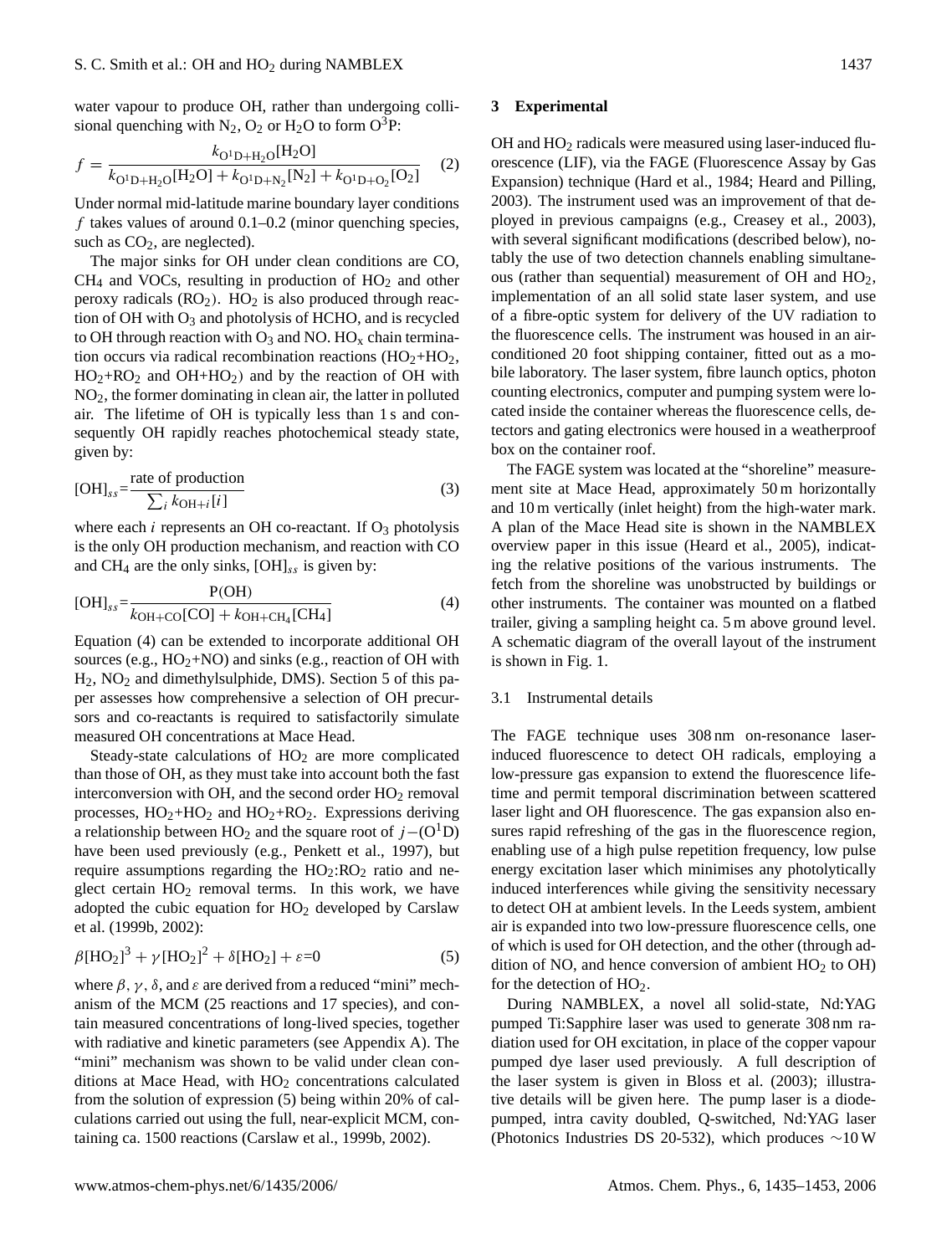water vapour to produce OH, rather than undergoing collisional quenching with $N_2$, $O_2$ or $H_2O$ to form $O^3P$:

$$f = \frac{k_{O^1D+H_2O}[H_2O]}{k_{O^1D+H_2O}[H_2O] + k_{O^1D+N_2}[N_2] + k_{O^1D+O_2}[O_2]} \quad (2)$$

Under normal mid-latitude marine boundary layer conditions $f$ takes values of around 0.1–0.2 (minor quenching species, such as $CO_2$, are neglected).

The major sinks for OH under clean conditions are CO, $CH_4$ and VOCs, resulting in production of $HO_2$ and other peroxy radicals ($RO_2$). $HO_2$ is also produced through reaction of OH with $O_3$ and photolysis of HCHO, and is recycled to OH through reaction with $O_3$ and NO. $HO_x$ chain termination occurs via radical recombination reactions ($HO_2$+$HO_2$, $HO_2$+$RO_2$ and OH+$HO_2$) and by the reaction of OH with $NO_2$, the former dominating in clean air, the latter in polluted air. The lifetime of OH is typically less than 1 s and consequently OH rapidly reaches photochemical steady state, given by:

$$[OH]_{ss} = \frac{\text{rate of production}}{\sum_i k_{OH+i}[i]} \quad (3)$$

where each $i$ represents an OH co-reactant. If $O_3$ photolysis is the only OH production mechanism, and reaction with CO and $CH_4$ are the only sinks, $[OH]_{ss}$ is given by:

$$[OH]_{ss} = \frac{P(OH)}{k_{OH+CO}[CO] + k_{OH+CH_4}[CH_4]} \quad (4)$$

Equation (4) can be extended to incorporate additional OH sources (e.g., $HO_2$+NO) and sinks (e.g., reaction of OH with $H_2$, $NO_2$ and dimethylsulphide, DMS). Section 5 of this paper assesses how comprehensive a selection of OH precursors and co-reactants is required to satisfactorily simulate measured OH concentrations at Mace Head.

Steady-state calculations of $HO_2$ are more complicated than those of OH, as they must take into account both the fast interconversion with OH, and the second order $HO_2$ removal processes, $HO_2$+$HO_2$ and $HO_2$+$RO_2$. Expressions deriving a relationship between $HO_2$ and the square root of $j-(O^1D)$ have been used previously (e.g., Penkett et al., 1997), but require assumptions regarding the $HO_2$:$RO_2$ ratio and neglect certain $HO_2$ removal terms. In this work, we have adopted the cubic equation for $HO_2$ developed by Carslaw et al. (1999b, 2002):

$$\beta[HO_2]^3 + \gamma[HO_2]^2 + \delta[HO_2] + \varepsilon = 0 \quad (5)$$

where $\beta$, $\gamma$, $\delta$, and $\varepsilon$ are derived from a reduced "mini" mechanism of the MCM (25 reactions and 17 species), and contain measured concentrations of long-lived species, together with radiative and kinetic parameters (see Appendix A). The "mini" mechanism was shown to be valid under clean conditions at Mace Head, with $HO_2$ concentrations calculated from the solution of expression (5) being within 20% of calculations carried out using the full, near-explicit MCM, containing ca. 1500 reactions (Carslaw et al., 1999b, 2002).

## 3 Experimental

OH and $HO_2$ radicals were measured using laser-induced fluorescence (LIF), via the FAGE (Fluorescence Assay by Gas Expansion) technique (Hard et al., 1984; Heard and Pilling, 2003). The instrument used was an improvement of that deployed in previous campaigns (e.g., Creasey et al., 2003), with several significant modifications (described below), notably the use of two detection channels enabling simultaneous (rather than sequential) measurement of OH and $HO_2$, implementation of an all solid state laser system, and use of a fibre-optic system for delivery of the UV radiation to the fluorescence cells. The instrument was housed in an air-conditioned 20 foot shipping container, fitted out as a mobile laboratory. The laser system, fibre launch optics, photon counting electronics, computer and pumping system were located inside the container whereas the fluorescence cells, detectors and gating electronics were housed in a weatherproof box on the container roof.

The FAGE system was located at the "shoreline" measurement site at Mace Head, approximately 50 m horizontally and 10 m vertically (inlet height) from the high-water mark. A plan of the Mace Head site is shown in the NAMBLEX overview paper in this issue (Heard et al., 2005), indicating the relative positions of the various instruments. The fetch from the shoreline was unobstructed by buildings or other instruments. The container was mounted on a flatbed trailer, giving a sampling height ca. 5 m above ground level. A schematic diagram of the overall layout of the instrument is shown in Fig. 1.

### 3.1 Instrumental details

The FAGE technique uses 308 nm on-resonance laser-induced fluorescence to detect OH radicals, employing a low-pressure gas expansion to extend the fluorescence lifetime and permit temporal discrimination between scattered laser light and OH fluorescence. The gas expansion also ensures rapid refreshing of the gas in the fluorescence region, enabling use of a high pulse repetition frequency, low pulse energy excitation laser which minimises any photolytically induced interferences while giving the sensitivity necessary to detect OH at ambient levels. In the Leeds system, ambient air is expanded into two low-pressure fluorescence cells, one of which is used for OH detection, and the other (through addition of NO, and hence conversion of ambient $HO_2$ to OH) for the detection of $HO_2$.

During NAMBLEX, a novel all solid-state, Nd:YAG pumped Ti:Sapphire laser was used to generate 308 nm radiation used for OH excitation, in place of the copper vapour pumped dye laser used previously. A full description of the laser system is given in Bloss et al. (2003); illustrative details will be given here. The pump laser is a diode-pumped, intra cavity doubled, Q-switched, Nd:YAG laser (Photonics Industries DS 20-532), which produces ~10 W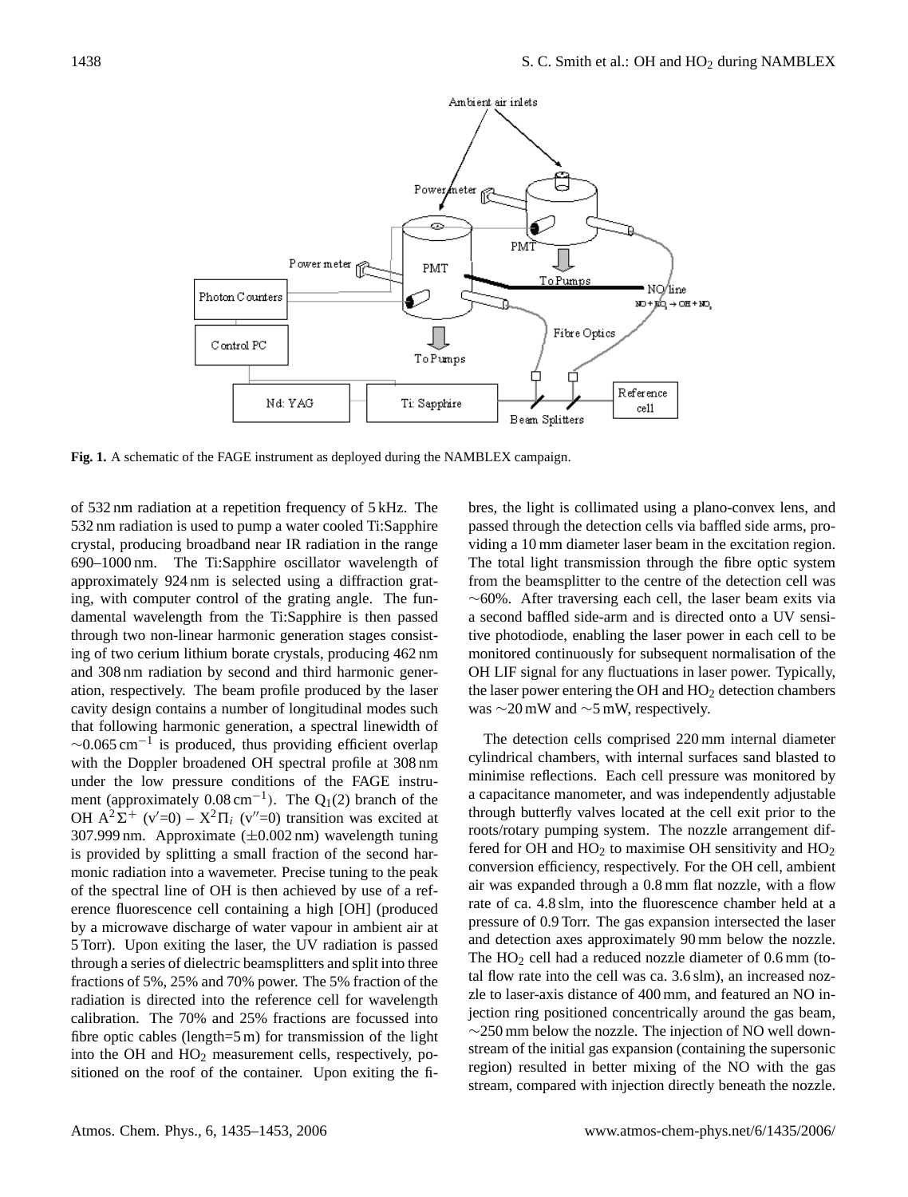**Fig. 1.** A schematic of the FAGE instrument as deployed during the NAMBLEX campaign.

of 532 nm radiation at a repetition frequency of 5 kHz. The 532 nm radiation is used to pump a water cooled Ti:Sapphire crystal, producing broadband near IR radiation in the range 690–1000 nm. The Ti:Sapphire oscillator wavelength of approximately 924 nm is selected using a diffraction grating, with computer control of the grating angle. The fundamental wavelength from the Ti:Sapphire is then passed through two non-linear harmonic generation stages consisting of two cerium lithium borate crystals, producing 462 nm and 308 nm radiation by second and third harmonic generation, respectively. The beam profile produced by the laser cavity design contains a number of longitudinal modes such that following harmonic generation, a spectral linewidth of $\sim$0.065 cm$^{-1}$ is produced, thus providing efficient overlap with the Doppler broadened OH spectral profile at 308 nm under the low pressure conditions of the FAGE instrument (approximately 0.08 cm$^{-1}$). The $Q_1(2)$ branch of the OH $A^2\Sigma^+$ ($v'$=0) – $X^2\Pi_i$ ($v''$=0) transition was excited at 307.999 nm. Approximate ($\pm$0.002 nm) wavelength tuning is provided by splitting a small fraction of the second harmonic radiation into a wavemeter. Precise tuning to the peak of the spectral line of OH is then achieved by use of a reference fluorescence cell containing a high [OH] (produced by a microwave discharge of water vapour in ambient air at 5 Torr). Upon exiting the laser, the UV radiation is passed through a series of dielectric beamsplitters and split into three fractions of 5%, 25% and 70% power. The 5% fraction of the radiation is directed into the reference cell for wavelength calibration. The 70% and 25% fractions are focussed into fibre optic cables (length=5 m) for transmission of the light into the OH and $HO_2$ measurement cells, respectively, positioned on the roof of the container. Upon exiting the fibres, the light is collimated using a plano-convex lens, and passed through the detection cells via baffled side arms, providing a 10 mm diameter laser beam in the excitation region. The total light transmission through the fibre optic system from the beamsplitter to the centre of the detection cell was $\sim$60%. After traversing each cell, the laser beam exits via a second baffled side-arm and is directed onto a UV sensitive photodiode, enabling the laser power in each cell to be monitored continuously for subsequent normalisation of the OH LIF signal for any fluctuations in laser power. Typically, the laser power entering the OH and $HO_2$ detection chambers was $\sim$20 mW and $\sim$5 mW, respectively.

The detection cells comprised 220 mm internal diameter cylindrical chambers, with internal surfaces sand blasted to minimise reflections. Each cell pressure was monitored by a capacitance manometer, and was independently adjustable through butterfly valves located at the cell exit prior to the roots/rotary pumping system. The nozzle arrangement differed for OH and $HO_2$ to maximise OH sensitivity and $HO_2$ conversion efficiency, respectively. For the OH cell, ambient air was expanded through a 0.8 mm flat nozzle, with a flow rate of ca. 4.8 slm, into the fluorescence chamber held at a pressure of 0.9 Torr. The gas expansion intersected the laser and detection axes approximately 90 mm below the nozzle. The $HO_2$ cell had a reduced nozzle diameter of 0.6 mm (total flow rate into the cell was ca. 3.6 slm), an increased nozzle to laser-axis distance of 400 mm, and featured an NO injection ring positioned concentrically around the gas beam, $\sim$250 mm below the nozzle. The injection of NO well downstream of the initial gas expansion (containing the supersonic region) resulted in better mixing of the NO with the gas stream, compared with injection directly beneath the nozzle.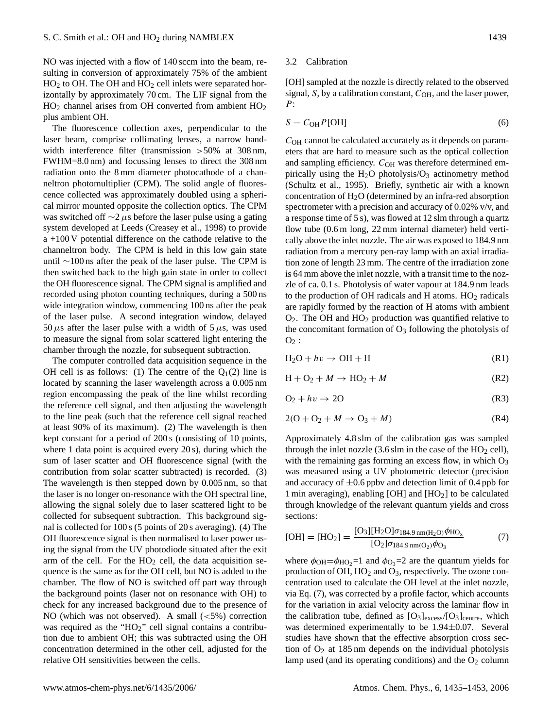NO was injected with a flow of 140 sccm into the beam, resulting in conversion of approximately 75% of the ambient $HO_2$ to OH. The OH and $HO_2$ cell inlets were separated horizontally by approximately 70 cm. The LIF signal from the $HO_2$ channel arises from OH converted from ambient $HO_2$ plus ambient OH.

The fluorescence collection axes, perpendicular to the laser beam, comprise collimating lenses, a narrow bandwidth interference filter (transmission >50% at 308 nm, FWHM=8.0 nm) and focussing lenses to direct the 308 nm radiation onto the 8 mm diameter photocathode of a channeltron photomultiplier (CPM). The solid angle of fluorescence collected was approximately doubled using a spherical mirror mounted opposite the collection optics. The CPM was switched off $\sim 2\,\mu$s before the laser pulse using a gating system developed at Leeds (Creasey et al., 1998) to provide a +100 V potential difference on the cathode relative to the channeltron body. The CPM is held in this low gain state until $\sim$100 ns after the peak of the laser pulse. The CPM is then switched back to the high gain state in order to collect the OH fluorescence signal. The CPM signal is amplified and recorded using photon counting techniques, during a 500 ns wide integration window, commencing 100 ns after the peak of the laser pulse. A second integration window, delayed $50\,\mu$s after the laser pulse with a width of $5\,\mu$s, was used to measure the signal from solar scattered light entering the chamber through the nozzle, for subsequent subtraction.

The computer controlled data acquisition sequence in the OH cell is as follows: (1) The centre of the $Q_1(2)$ line is located by scanning the laser wavelength across a 0.005 nm region encompassing the peak of the line whilst recording the reference cell signal, and then adjusting the wavelength to the line peak (such that the reference cell signal reached at least 90% of its maximum). (2) The wavelength is then kept constant for a period of 200 s (consisting of 10 points, where 1 data point is acquired every 20 s), during which the sum of laser scatter and OH fluorescence signal (with the contribution from solar scatter subtracted) is recorded. (3) The wavelength is then stepped down by 0.005 nm, so that the laser is no longer on-resonance with the OH spectral line, allowing the signal solely due to laser scattered light to be collected for subsequent subtraction. This background signal is collected for 100 s (5 points of 20 s averaging). (4) The OH fluorescence signal is then normalised to laser power using the signal from the UV photodiode situated after the exit arm of the cell. For the $HO_2$ cell, the data acquisition sequence is the same as for the OH cell, but NO is added to the chamber. The flow of NO is switched off part way through the background points (laser not on resonance with OH) to check for any increased background due to the presence of NO (which was not observed). A small (<5%) correction was required as the "$HO_2$" cell signal contains a contribution due to ambient OH; this was subtracted using the OH concentration determined in the other cell, adjusted for the relative OH sensitivities between the cells.

### 3.2 Calibration

[OH] sampled at the nozzle is directly related to the observed signal, $S$, by a calibration constant, $C_{OH}$, and the laser power, $P$:

$$S = C_{OH} P[\mathrm{OH}] \tag{6}$$

$C_{OH}$ cannot be calculated accurately as it depends on parameters that are hard to measure such as the optical collection and sampling efficiency. $C_{OH}$ was therefore determined empirically using the $H_2O$ photolysis/$O_3$ actinometry method (Schultz et al., 1995). Briefly, synthetic air with a known concentration of $H_2O$ (determined by an infra-red absorption spectrometer with a precision and accuracy of 0.02% v/v, and a response time of 5 s), was flowed at 12 slm through a quartz flow tube (0.6 m long, 22 mm internal diameter) held vertically above the inlet nozzle. The air was exposed to 184.9 nm radiation from a mercury pen-ray lamp with an axial irradiation zone of length 23 mm. The centre of the irradiation zone is 64 mm above the inlet nozzle, with a transit time to the nozzle of ca. 0.1 s. Photolysis of water vapour at 184.9 nm leads to the production of OH radicals and H atoms. $HO_2$ radicals are rapidly formed by the reaction of H atoms with ambient $O_2$. The OH and $HO_2$ production was quantified relative to the concomitant formation of $O_3$ following the photolysis of $O_2$ :

$$\mathrm{H_2O} + h\upsilon \rightarrow \mathrm{OH} + \mathrm{H} \tag{R1}$$

$$\mathrm{H} + \mathrm{O_2} + M \rightarrow \mathrm{HO_2} + M \tag{R2}$$

$$\mathrm{O_2} + h\upsilon \rightarrow 2\mathrm{O} \tag{R3}$$

$$2(\mathrm{O} + \mathrm{O_2} + M \rightarrow \mathrm{O_3} + M) \tag{R4}$$

Approximately 4.8 slm of the calibration gas was sampled through the inlet nozzle (3.6 slm in the case of the $HO_2$ cell), with the remaining gas forming an excess flow, in which $O_3$ was measured using a UV photometric detector (precision and accuracy of ±0.6 ppbv and detection limit of 0.4 ppb for 1 min averaging), enabling [OH] and [$HO_2$] to be calculated through knowledge of the relevant quantum yields and cross sections:

$$[\mathrm{OH}] = [\mathrm{HO_2}] = \frac{[\mathrm{O_3}][\mathrm{H_2O}]\sigma_{184.9\,\mathrm{nm(H_2O)}}\phi_{\mathrm{HO_x}}}{[\mathrm{O_2}]\sigma_{184.9\,\mathrm{nm(O_2)}}\phi_{\mathrm{O_3}}} \tag{7}$$

where $\phi_{OH}$=$\phi_{HO_2}$=1 and $\phi_{O_3}$=2 are the quantum yields for production of OH, $HO_2$ and $O_3$, respectively. The ozone concentration used to calculate the OH level at the inlet nozzle, via Eq. (7), was corrected by a profile factor, which accounts for the variation in axial velocity across the laminar flow in the calibration tube, defined as $[O_3]_{excess}/[O_3]_{centre}$, which was determined experimentally to be 1.94±0.07. Several studies have shown that the effective absorption cross section of $O_2$ at 185 nm depends on the individual photolysis lamp used (and its operating conditions) and the $O_2$ column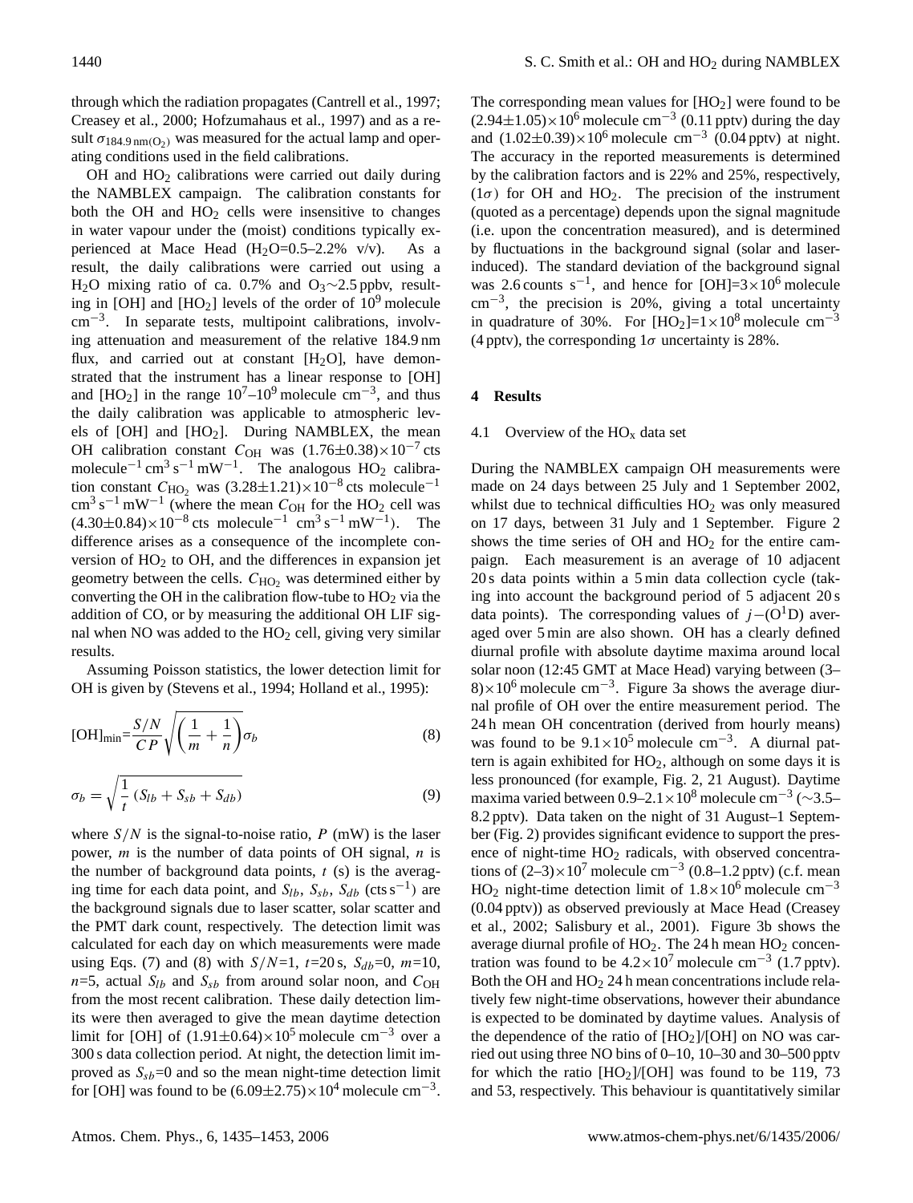through which the radiation propagates (Cantrell et al., 1997; Creasey et al., 2000; Hofzumahaus et al., 1997) and as a result $\sigma_{184.9\,\mathrm{nm}(O_2)}$ was measured for the actual lamp and operating conditions used in the field calibrations.

OH and $HO_2$ calibrations were carried out daily during the NAMBLEX campaign. The calibration constants for both the OH and $HO_2$ cells were insensitive to changes in water vapour under the (moist) conditions typically experienced at Mace Head ($H_2O$=0.5–2.2% v/v). As a result, the daily calibrations were carried out using a $H_2O$ mixing ratio of ca. 0.7% and $O_3$~2.5 ppbv, resulting in [OH] and [$HO_2$] levels of the order of $10^9$ molecule cm$^{-3}$. In separate tests, multipoint calibrations, involving attenuation and measurement of the relative 184.9 nm flux, and carried out at constant [$H_2O$], have demonstrated that the instrument has a linear response to [OH] and [$HO_2$] in the range $10^7$–$10^9$ molecule cm$^{-3}$, and thus the daily calibration was applicable to atmospheric levels of [OH] and [$HO_2$]. During NAMBLEX, the mean OH calibration constant $C_{OH}$ was $(1.76\pm0.38)\times10^{-7}$ cts molecule$^{-1}$ cm$^3$ s$^{-1}$ mW$^{-1}$. The analogous $HO_2$ calibration constant $C_{HO_2}$ was $(3.28\pm1.21)\times10^{-8}$ cts molecule$^{-1}$ cm$^3$ s$^{-1}$ mW$^{-1}$ (where the mean $C_{OH}$ for the $HO_2$ cell was $(4.30\pm0.84)\times10^{-8}$ cts molecule$^{-1}$ cm$^3$ s$^{-1}$ mW$^{-1}$). The difference arises as a consequence of the incomplete conversion of $HO_2$ to OH, and the differences in expansion jet geometry between the cells. $C_{HO_2}$ was determined either by converting the OH in the calibration flow-tube to $HO_2$ via the addition of CO, or by measuring the additional OH LIF signal when NO was added to the $HO_2$ cell, giving very similar results.

Assuming Poisson statistics, the lower detection limit for OH is given by (Stevens et al., 1994; Holland et al., 1995):

$$[\mathrm{OH}]_{\mathrm{min}}=\frac{S/N}{CP}\sqrt{\left(\frac{1}{m}+\frac{1}{n}\right)}\sigma_b \tag{8}$$

$$\sigma_b=\sqrt{\frac{1}{t}\left(S_{lb}+S_{sb}+S_{db}\right)} \tag{9}$$

where $S/N$ is the signal-to-noise ratio, $P$ (mW) is the laser power, $m$ is the number of data points of OH signal, $n$ is the number of background data points, $t$ (s) is the averaging time for each data point, and $S_{lb}$, $S_{sb}$, $S_{db}$ (cts s$^{-1}$) are the background signals due to laser scatter, solar scatter and the PMT dark count, respectively. The detection limit was calculated for each day on which measurements were made using Eqs. (7) and (8) with $S/N$=1, $t$=20 s, $S_{db}$=0, $m$=10, $n$=5, actual $S_{lb}$ and $S_{sb}$ from around solar noon, and $C_{OH}$ from the most recent calibration. These daily detection limits were then averaged to give the mean daytime detection limit for [OH] of $(1.91\pm0.64)\times10^5$ molecule cm$^{-3}$ over a 300 s data collection period. At night, the detection limit improved as $S_{sb}$=0 and so the mean night-time detection limit for [OH] was found to be $(6.09\pm2.75)\times10^4$ molecule cm$^{-3}$. The corresponding mean values for [$HO_2$] were found to be $(2.94\pm1.05)\times10^6$ molecule cm$^{-3}$ (0.11 pptv) during the day and $(1.02\pm0.39)\times10^6$ molecule cm$^{-3}$ (0.04 pptv) at night. The accuracy in the reported measurements is determined by the calibration factors and is 22% and 25%, respectively, ($1\sigma$) for OH and $HO_2$. The precision of the instrument (quoted as a percentage) depends upon the signal magnitude (i.e. upon the concentration measured), and is determined by fluctuations in the background signal (solar and laser-induced). The standard deviation of the background signal was 2.6 counts s$^{-1}$, and hence for [OH]=$3\times10^6$ molecule cm$^{-3}$, the precision is 20%, giving a total uncertainty in quadrature of 30%. For [$HO_2$]=$1\times10^8$ molecule cm$^{-3}$ (4 pptv), the corresponding $1\sigma$ uncertainty is 28%.

## 4 Results

### 4.1 Overview of the $HO_x$ data set

During the NAMBLEX campaign OH measurements were made on 24 days between 25 July and 1 September 2002, whilst due to technical difficulties $HO_2$ was only measured on 17 days, between 31 July and 1 September. Figure 2 shows the time series of OH and $HO_2$ for the entire campaign. Each measurement is an average of 10 adjacent 20 s data points within a 5 min data collection cycle (taking into account the background period of 5 adjacent 20 s data points). The corresponding values of $j-(O^1D)$ averaged over 5 min are also shown. OH has a clearly defined diurnal profile with absolute daytime maxima around local solar noon (12:45 GMT at Mace Head) varying between (3–8)$\times10^6$ molecule cm$^{-3}$. Figure 3a shows the average diurnal profile of OH over the entire measurement period. The 24 h mean OH concentration (derived from hourly means) was found to be $9.1\times10^5$ molecule cm$^{-3}$. A diurnal pattern is again exhibited for $HO_2$, although on some days it is less pronounced (for example, Fig. 2, 21 August). Daytime maxima varied between 0.9–2.1$\times10^8$ molecule cm$^{-3}$ (~3.5–8.2 pptv). Data taken on the night of 31 August–1 September (Fig. 2) provides significant evidence to support the presence of night-time $HO_2$ radicals, with observed concentrations of (2–3)$\times10^7$ molecule cm$^{-3}$ (0.8–1.2 pptv) (c.f. mean $HO_2$ night-time detection limit of $1.8\times10^6$ molecule cm$^{-3}$ (0.04 pptv)) as observed previously at Mace Head (Creasey et al., 2002; Salisbury et al., 2001). Figure 3b shows the average diurnal profile of $HO_2$. The 24 h mean $HO_2$ concentration was found to be $4.2\times10^7$ molecule cm$^{-3}$ (1.7 pptv). Both the OH and $HO_2$ 24 h mean concentrations include relatively few night-time observations, however their abundance is expected to be dominated by daytime values. Analysis of the dependence of the ratio of [$HO_2$]/[OH] on NO was carried out using three NO bins of 0–10, 10–30 and 30–500 pptv for which the ratio [$HO_2$]/[OH] was found to be 119, 73 and 53, respectively. This behaviour is quantitatively similar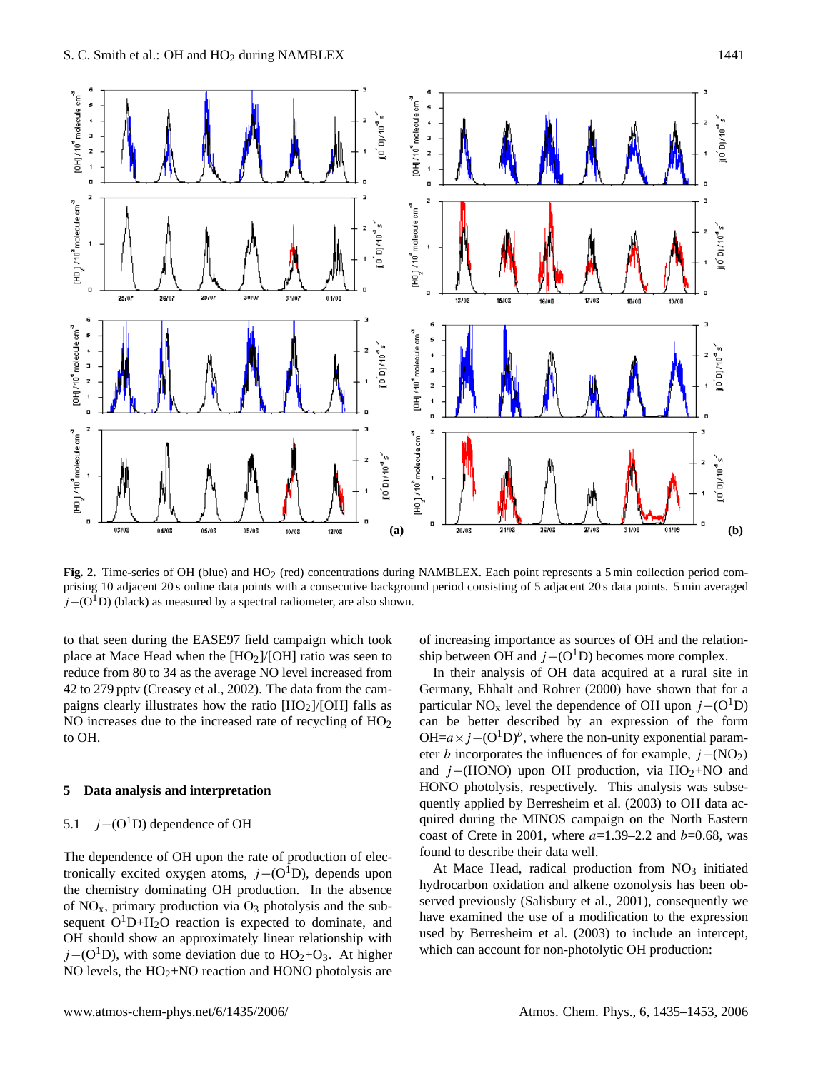**Fig. 2.** Time-series of OH (blue) and $HO_2$ (red) concentrations during NAMBLEX. Each point represents a 5 min collection period comprising 10 adjacent 20 s online data points with a consecutive background period consisting of 5 adjacent 20 s data points. 5 min averaged $j-(O^1D)$ (black) as measured by a spectral radiometer, are also shown.

to that seen during the EASE97 field campaign which took place at Mace Head when the $[HO_2]/[OH]$ ratio was seen to reduce from 80 to 34 as the average NO level increased from 42 to 279 pptv (Creasey et al., 2002). The data from the campaigns clearly illustrates how the ratio $[HO_2]/[OH]$ falls as NO increases due to the increased rate of recycling of $HO_2$ to OH.

## 5 Data analysis and interpretation

### 5.1 $j-(O^1D)$ dependence of OH

The dependence of OH upon the rate of production of electronically excited oxygen atoms, $j-(O^1D)$, depends upon the chemistry dominating OH production. In the absence of $NO_x$, primary production via $O_3$ photolysis and the subsequent $O^1D+H_2O$ reaction is expected to dominate, and OH should show an approximately linear relationship with $j-(O^1D)$, with some deviation due to $HO_2+O_3$. At higher NO levels, the $HO_2$+NO reaction and HONO photolysis are of increasing importance as sources of OH and the relationship between OH and $j-(O^1D)$ becomes more complex.

In their analysis of OH data acquired at a rural site in Germany, Ehhalt and Rohrer (2000) have shown that for a particular $NO_x$ level the dependence of OH upon $j-(O^1D)$ can be better described by an expression of the form $OH=a \times j-(O^1D)^b$, where the non-unity exponential parameter $b$ incorporates the influences of for example, $j-(NO_2)$ and $j$−(HONO) upon OH production, via $HO_2$+NO and HONO photolysis, respectively. This analysis was subsequently applied by Berresheim et al. (2003) to OH data acquired during the MINOS campaign on the North Eastern coast of Crete in 2001, where $a$=1.39–2.2 and $b$=0.68, was found to describe their data well.

At Mace Head, radical production from $NO_3$ initiated hydrocarbon oxidation and alkene ozonolysis has been observed previously (Salisbury et al., 2001), consequently we have examined the use of a modification to the expression used by Berresheim et al. (2003) to include an intercept, which can account for non-photolytic OH production: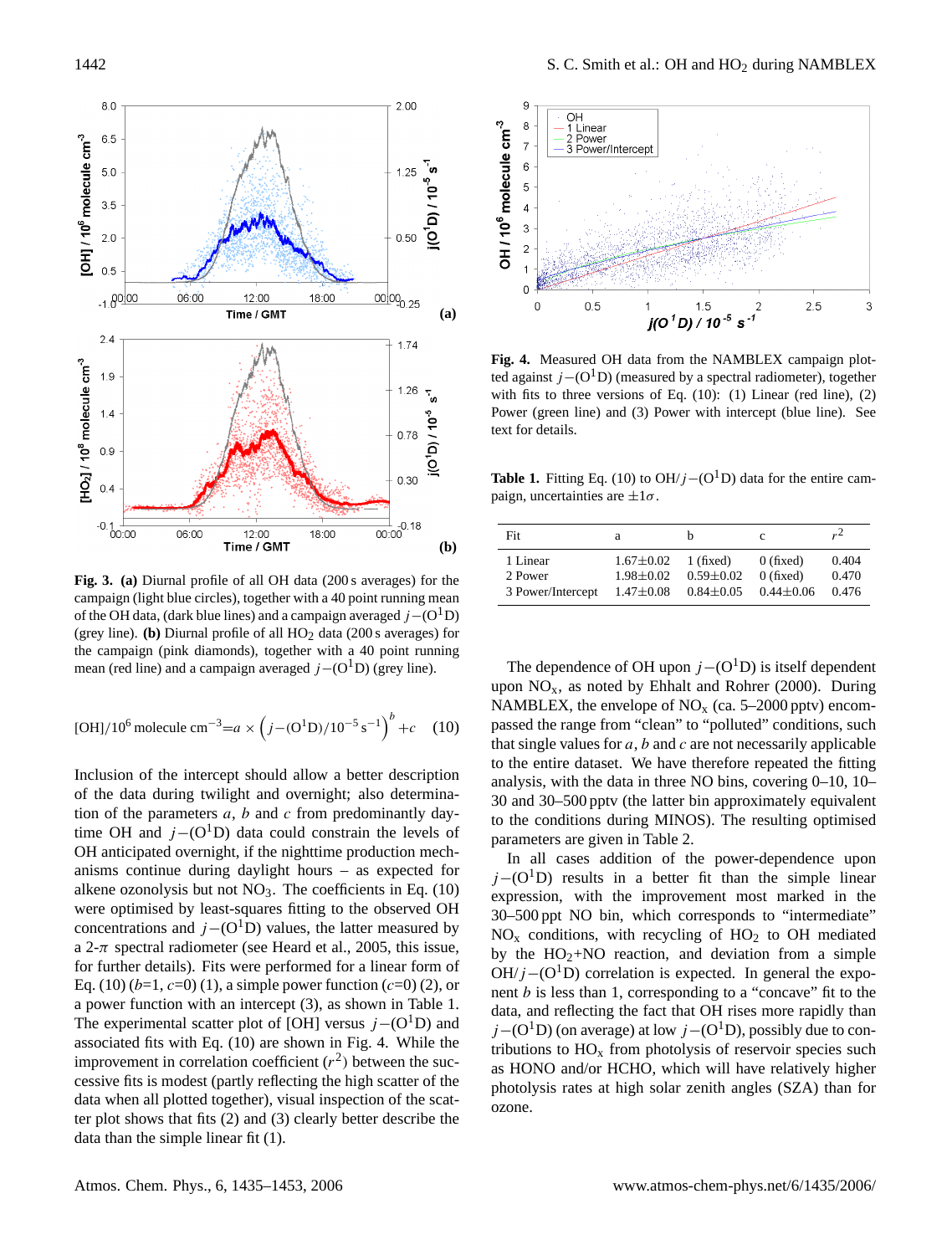**Fig. 3.** **(a)** Diurnal profile of all OH data (200 s averages) for the campaign (light blue circles), together with a 40 point running mean of the OH data, (dark blue lines) and a campaign averaged $j-(O^1D)$ (grey line). **(b)** Diurnal profile of all $HO_2$ data (200 s averages) for the campaign (pink diamonds), together with a 40 point running mean (red line) and a campaign averaged $j-(O^1D)$ (grey line).

$$[OH]/10^6 \text{ molecule cm}^{-3} = a \times \left(j-(O^1D)/10^{-5}\,s^{-1}\right)^b + c \quad (10)$$

Inclusion of the intercept should allow a better description of the data during twilight and overnight; also determination of the parameters $a$, $b$ and $c$ from predominantly daytime OH and $j-(O^1D)$ data could constrain the levels of OH anticipated overnight, if the nighttime production mechanisms continue during daylight hours – as expected for alkene ozonolysis but not $NO_3$. The coefficients in Eq. (10) were optimised by least-squares fitting to the observed OH concentrations and $j-(O^1D)$ values, the latter measured by a 2-$\pi$ spectral radiometer (see Heard et al., 2005, this issue, for further details). Fits were performed for a linear form of Eq. (10) ($b$=1, $c$=0) (1), a simple power function ($c$=0) (2), or a power function with an intercept (3), as shown in Table 1. The experimental scatter plot of [OH] versus $j-(O^1D)$ and associated fits with Eq. (10) are shown in Fig. 4. While the improvement in correlation coefficient ($r^2$) between the successive fits is modest (partly reflecting the high scatter of the data when all plotted together), visual inspection of the scatter plot shows that fits (2) and (3) clearly better describe the data than the simple linear fit (1).

**Fig. 4.** Measured OH data from the NAMBLEX campaign plotted against $j-(O^1D)$ (measured by a spectral radiometer), together with fits to three versions of Eq. (10): (1) Linear (red line), (2) Power (green line) and (3) Power with intercept (blue line). See text for details.

**Table 1.** Fitting Eq. (10) to OH/$j-(O^1D)$ data for the entire campaign, uncertainties are $\pm 1\sigma$.

| Fit | a | b | c | $r^2$ |
|---|---|---|---|---|
| 1 Linear | 1.67±0.02 | 1 (fixed) | 0 (fixed) | 0.404 |
| 2 Power | 1.98±0.02 | 0.59±0.02 | 0 (fixed) | 0.470 |
| 3 Power/Intercept | 1.47±0.08 | 0.84±0.05 | 0.44±0.06 | 0.476 |

The dependence of OH upon $j-(O^1D)$ is itself dependent upon $NO_x$, as noted by Ehhalt and Rohrer (2000). During NAMBLEX, the envelope of $NO_x$ (ca. 5–2000 pptv) encompassed the range from "clean" to "polluted" conditions, such that single values for $a$, $b$ and $c$ are not necessarily applicable to the entire dataset. We have therefore repeated the fitting analysis, with the data in three NO bins, covering 0–10, 10–30 and 30–500 pptv (the latter bin approximately equivalent to the conditions during MINOS). The resulting optimised parameters are given in Table 2.

In all cases addition of the power-dependence upon $j-(O^1D)$ results in a better fit than the simple linear expression, with the improvement most marked in the 30–500 ppt NO bin, which corresponds to "intermediate" $NO_x$ conditions, with recycling of $HO_2$ to OH mediated by the $HO_2$+NO reaction, and deviation from a simple OH/$j-(O^1D)$ correlation is expected. In general the exponent $b$ is less than 1, corresponding to a "concave" fit to the data, and reflecting the fact that OH rises more rapidly than $j-(O^1D)$ (on average) at low $j-(O^1D)$, possibly due to contributions to $HO_x$ from photolysis of reservoir species such as HONO and/or HCHO, which will have relatively higher photolysis rates at high solar zenith angles (SZA) than for ozone.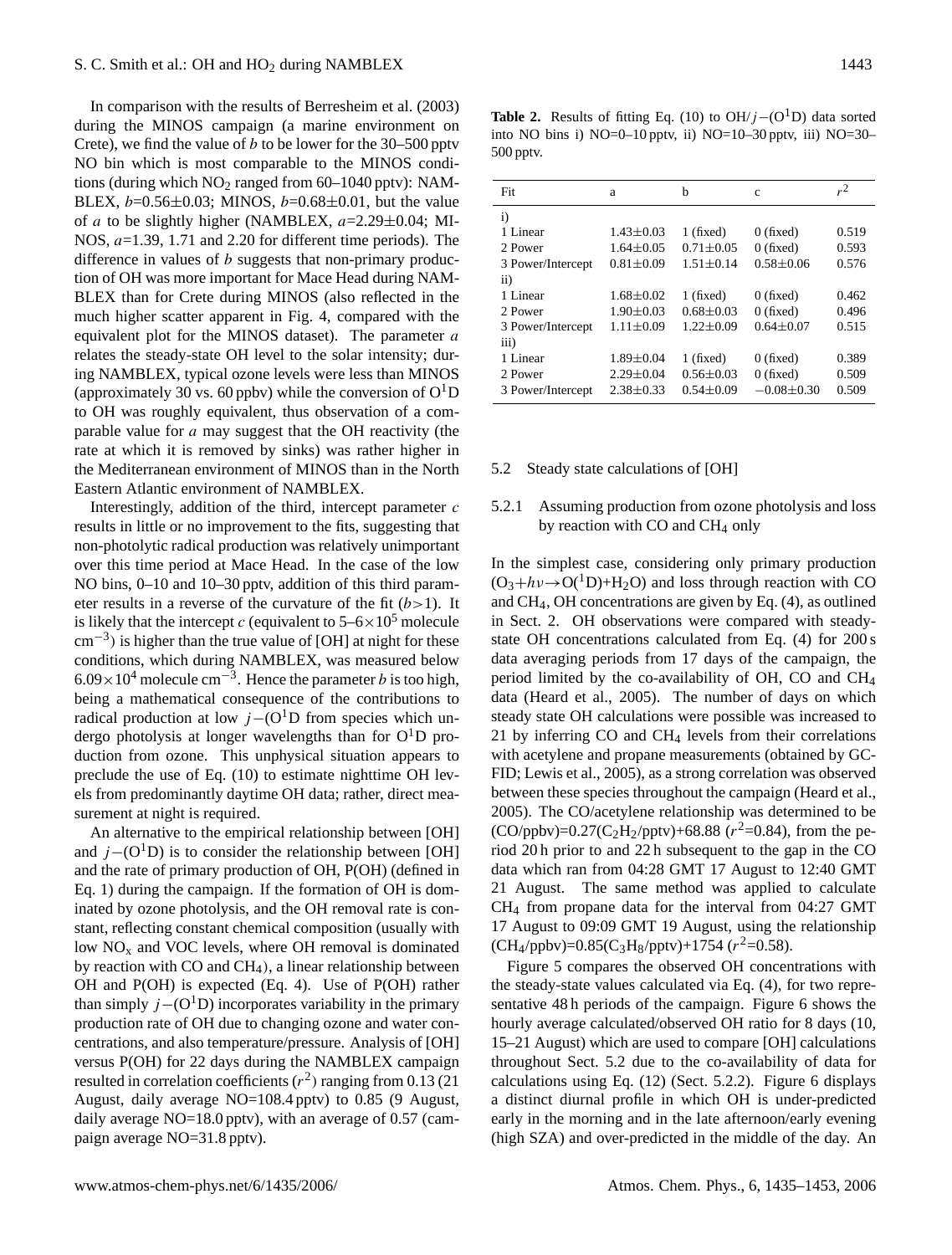In comparison with the results of Berresheim et al. (2003) during the MINOS campaign (a marine environment on Crete), we find the value of $b$ to be lower for the 30–500 pptv NO bin which is most comparable to the MINOS conditions (during which $NO_2$ ranged from 60–1040 pptv): NAMBLEX, $b$=0.56±0.03; MINOS, $b$=0.68±0.01, but the value of $a$ to be slightly higher (NAMBLEX, $a$=2.29±0.04; MINOS, $a$=1.39, 1.71 and 2.20 for different time periods). The difference in values of $b$ suggests that non-primary production of OH was more important for Mace Head during NAMBLEX than for Crete during MINOS (also reflected in the much higher scatter apparent in Fig. 4, compared with the equivalent plot for the MINOS dataset). The parameter $a$ relates the steady-state OH level to the solar intensity; during NAMBLEX, typical ozone levels were less than MINOS (approximately 30 vs. 60 ppbv) while the conversion of $O^1D$ to OH was roughly equivalent, thus observation of a comparable value for $a$ may suggest that the OH reactivity (the rate at which it is removed by sinks) was rather higher in the Mediterranean environment of MINOS than in the North Eastern Atlantic environment of NAMBLEX.

Interestingly, addition of the third, intercept parameter $c$ results in little or no improvement to the fits, suggesting that non-photolytic radical production was relatively unimportant over this time period at Mace Head. In the case of the low NO bins, 0–10 and 10–30 pptv, addition of this third parameter results in a reverse of the curvature of the fit ($b$>1). It is likely that the intercept $c$ (equivalent to 5–6$\times10^5$ molecule $cm^{-3}$) is higher than the true value of [OH] at night for these conditions, which during NAMBLEX, was measured below $6.09\times10^4$ molecule $cm^{-3}$. Hence the parameter $b$ is too high, being a mathematical consequence of the contributions to radical production at low $j-(O^1D$ from species which undergo photolysis at longer wavelengths than for $O^1D$ production from ozone. This unphysical situation appears to preclude the use of Eq. (10) to estimate nighttime OH levels from predominantly daytime OH data; rather, direct measurement at night is required.

An alternative to the empirical relationship between [OH] and $j-(O^1D)$ is to consider the relationship between [OH] and the rate of primary production of OH, P(OH) (defined in Eq. 1) during the campaign. If the formation of OH is dominated by ozone photolysis, and the OH removal rate is constant, reflecting constant chemical composition (usually with low $NO_x$ and VOC levels, where OH removal is dominated by reaction with CO and $CH_4$), a linear relationship between OH and P(OH) is expected (Eq. 4). Use of P(OH) rather than simply $j-(O^1D)$ incorporates variability in the primary production rate of OH due to changing ozone and water concentrations, and also temperature/pressure. Analysis of [OH] versus P(OH) for 22 days during the NAMBLEX campaign resulted in correlation coefficients ($r^2$) ranging from 0.13 (21 August, daily average NO=108.4 pptv) to 0.85 (9 August, daily average NO=18.0 pptv), with an average of 0.57 (campaign average NO=31.8 pptv).

**Table 2.** Results of fitting Eq. (10) to OH/$j-(O^1D)$ data sorted into NO bins i) NO=0–10 pptv, ii) NO=10–30 pptv, iii) NO=30–500 pptv.

| Fit | a | b | c | $r^2$ |
|---|---|---|---|---|
| i) | | | | |
| 1 Linear | 1.43±0.03 | 1 (fixed) | 0 (fixed) | 0.519 |
| 2 Power | 1.64±0.05 | 0.71±0.05 | 0 (fixed) | 0.593 |
| 3 Power/Intercept | 0.81±0.09 | 1.51±0.14 | 0.58±0.06 | 0.576 |
| ii) | | | | |
| 1 Linear | 1.68±0.02 | 1 (fixed) | 0 (fixed) | 0.462 |
| 2 Power | 1.90±0.03 | 0.68±0.03 | 0 (fixed) | 0.496 |
| 3 Power/Intercept | 1.11±0.09 | 1.22±0.09 | 0.64±0.07 | 0.515 |
| iii) | | | | |
| 1 Linear | 1.89±0.04 | 1 (fixed) | 0 (fixed) | 0.389 |
| 2 Power | 2.29±0.04 | 0.56±0.03 | 0 (fixed) | 0.509 |
| 3 Power/Intercept | 2.38±0.33 | 0.54±0.09 | −0.08±0.30 | 0.509 |

### 5.2 Steady state calculations of [OH]

#### 5.2.1 Assuming production from ozone photolysis and loss by reaction with CO and $CH_4$ only

In the simplest case, considering only primary production ($O_3+h\nu\rightarrow O(^1D)+H_2O$) and loss through reaction with CO and $CH_4$, OH concentrations are given by Eq. (4), as outlined in Sect. 2. OH observations were compared with steady-state OH concentrations calculated from Eq. (4) for 200 s data averaging periods from 17 days of the campaign, the period limited by the co-availability of OH, CO and $CH_4$ data (Heard et al., 2005). The number of days on which steady state OH calculations were possible was increased to 21 by inferring CO and $CH_4$ levels from their correlations with acetylene and propane measurements (obtained by GC-FID; Lewis et al., 2005), as a strong correlation was observed between these species throughout the campaign (Heard et al., 2005). The CO/acetylene relationship was determined to be (CO/ppbv)=0.27($C_2H_2$/pptv)+68.88 ($r^2$=0.84), from the period 20 h prior to and 22 h subsequent to the gap in the CO data which ran from 04:28 GMT 17 August to 12:40 GMT 21 August. The same method was applied to calculate $CH_4$ from propane data for the interval from 04:27 GMT 17 August to 09:09 GMT 19 August, using the relationship ($CH_4$/ppbv)=0.85($C_3H_8$/pptv)+1754 ($r^2$=0.58).

Figure 5 compares the observed OH concentrations with the steady-state values calculated via Eq. (4), for two representative 48 h periods of the campaign. Figure 6 shows the hourly average calculated/observed OH ratio for 8 days (10, 15–21 August) which are used to compare [OH] calculations throughout Sect. 5.2 due to the co-availability of data for calculations using Eq. (12) (Sect. 5.2.2). Figure 6 displays a distinct diurnal profile in which OH is under-predicted early in the morning and in the late afternoon/early evening (high SZA) and over-predicted in the middle of the day. An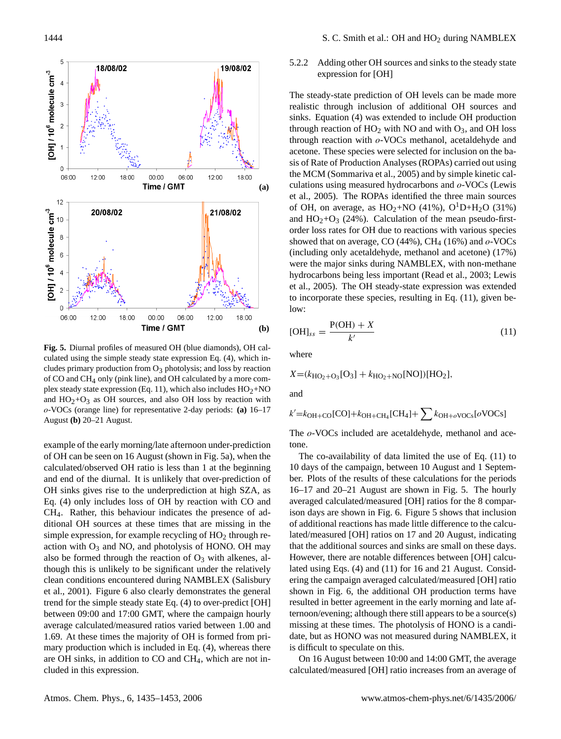**Fig. 5.** Diurnal profiles of measured OH (blue diamonds), OH calculated using the simple steady state expression Eq. (4), which includes primary production from $O_3$ photolysis; and loss by reaction of CO and $CH_4$ only (pink line), and OH calculated by a more complex steady state expression (Eq. 11), which also includes $HO_2$+NO and $HO_2$+$O_3$ as OH sources, and also OH loss by reaction with *o*-VOCs (orange line) for representative 2-day periods: **(a)** 16–17 August **(b)** 20–21 August.

example of the early morning/late afternoon under-prediction of OH can be seen on 16 August (shown in Fig. 5a), when the calculated/observed OH ratio is less than 1 at the beginning and end of the diurnal. It is unlikely that over-prediction of OH sinks gives rise to the underprediction at high SZA, as Eq. (4) only includes loss of OH by reaction with CO and $CH_4$. Rather, this behaviour indicates the presence of additional OH sources at these times that are missing in the simple expression, for example recycling of $HO_2$ through reaction with $O_3$ and NO, and photolysis of HONO. OH may also be formed through the reaction of $O_3$ with alkenes, although this is unlikely to be significant under the relatively clean conditions encountered during NAMBLEX (Salisbury et al., 2001). Figure 6 also clearly demonstrates the general trend for the simple steady state Eq. (4) to over-predict [OH] between 09:00 and 17:00 GMT, where the campaign hourly average calculated/measured ratios varied between 1.00 and 1.69. At these times the majority of OH is formed from primary production which is included in Eq. (4), whereas there are OH sinks, in addition to CO and $CH_4$, which are not included in this expression.

### 5.2.2 Adding other OH sources and sinks to the steady state expression for [OH]

The steady-state prediction of OH levels can be made more realistic through inclusion of additional OH sources and sinks. Equation (4) was extended to include OH production through reaction of $HO_2$ with NO and with $O_3$, and OH loss through reaction with *o*-VOCs methanol, acetaldehyde and acetone. These species were selected for inclusion on the basis of Rate of Production Analyses (ROPAs) carried out using the MCM (Sommariva et al., 2005) and by simple kinetic calculations using measured hydrocarbons and *o*-VOCs (Lewis et al., 2005). The ROPAs identified the three main sources of OH, on average, as $HO_2$+NO (41%), $O^1D$+$H_2O$ (31%) and $HO_2$+$O_3$ (24%). Calculation of the mean pseudo-first-order loss rates for OH due to reactions with various species showed that on average, CO (44%), $CH_4$ (16%) and *o*-VOCs (including only acetaldehyde, methanol and acetone) (17%) were the major sinks during NAMBLEX, with non-methane hydrocarbons being less important (Read et al., 2003; Lewis et al., 2005). The OH steady-state expression was extended to incorporate these species, resulting in Eq. (11), given below:

$$[\mathrm{OH}]_{ss} = \frac{\mathrm{P(OH)} + X}{k'} \tag{11}$$

where

$$X = (k_{\mathrm{HO_2+O_3}}[\mathrm{O_3}] + k_{\mathrm{HO_2+NO}}[\mathrm{NO}])[\mathrm{HO_2}],$$

and

$$k' = k_{\mathrm{OH+CO}}[\mathrm{CO}] + k_{\mathrm{OH+CH_4}}[\mathrm{CH_4}] + \sum k_{\mathrm{OH}+o\mathrm{VOCs}}[o\mathrm{VOCs}]$$

The *o*-VOCs included are acetaldehyde, methanol and acetone.

The co-availability of data limited the use of Eq. (11) to 10 days of the campaign, between 10 August and 1 September. Plots of the results of these calculations for the periods 16–17 and 20–21 August are shown in Fig. 5. The hourly averaged calculated/measured [OH] ratios for the 8 comparison days are shown in Fig. 6. Figure 5 shows that inclusion of additional reactions has made little difference to the calculated/measured [OH] ratios on 17 and 20 August, indicating that the additional sources and sinks are small on these days. However, there are notable differences between [OH] calculated using Eqs. (4) and (11) for 16 and 21 August. Considering the campaign averaged calculated/measured [OH] ratio shown in Fig. 6, the additional OH production terms have resulted in better agreement in the early morning and late afternoon/evening; although there still appears to be a source(s) missing at these times. The photolysis of HONO is a candidate, but as HONO was not measured during NAMBLEX, it is difficult to speculate on this.

On 16 August between 10:00 and 14:00 GMT, the average calculated/measured [OH] ratio increases from an average of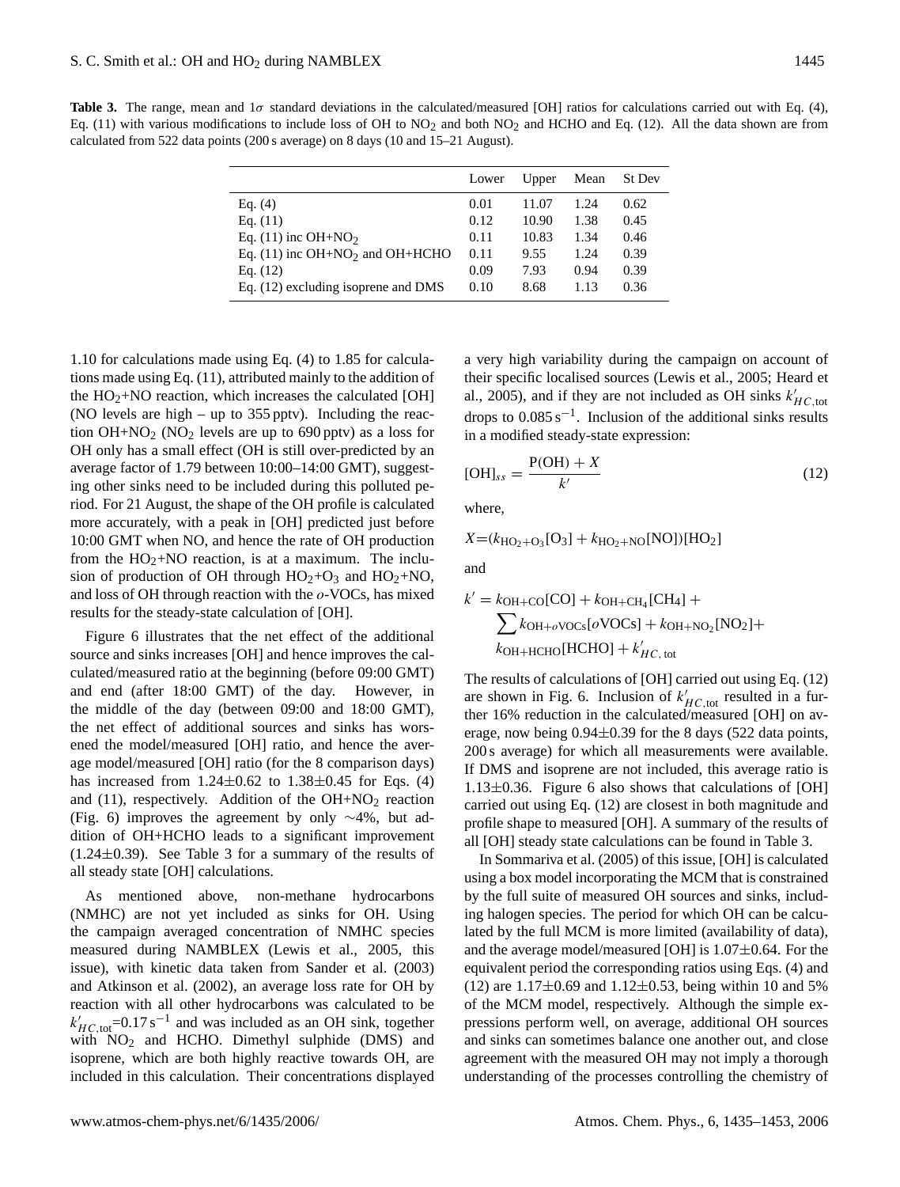**Table 3.** The range, mean and 1$\sigma$ standard deviations in the calculated/measured [OH] ratios for calculations carried out with Eq. (4), Eq. (11) with various modifications to include loss of OH to $NO_2$ and both $NO_2$ and HCHO and Eq. (12). All the data shown are from calculated from 522 data points (200 s average) on 8 days (10 and 15–21 August).

| | Lower | Upper | Mean | St Dev |
|---|---|---|---|---|
| Eq. (4) | 0.01 | 11.07 | 1.24 | 0.62 |
| Eq. (11) | 0.12 | 10.90 | 1.38 | 0.45 |
| Eq. (11) inc OH+$NO_2$ | 0.11 | 10.83 | 1.34 | 0.46 |
| Eq. (11) inc OH+$NO_2$ and OH+HCHO | 0.11 | 9.55 | 1.24 | 0.39 |
| Eq. (12) | 0.09 | 7.93 | 0.94 | 0.39 |
| Eq. (12) excluding isoprene and DMS | 0.10 | 8.68 | 1.13 | 0.36 |

1.10 for calculations made using Eq. (4) to 1.85 for calculations made using Eq. (11), attributed mainly to the addition of the $HO_2$+NO reaction, which increases the calculated [OH] (NO levels are high – up to 355 pptv). Including the reaction OH+$NO_2$ ($NO_2$ levels are up to 690 pptv) as a loss for OH only has a small effect (OH is still over-predicted by an average factor of 1.79 between 10:00–14:00 GMT), suggesting other sinks need to be included during this polluted period. For 21 August, the shape of the OH profile is calculated more accurately, with a peak in [OH] predicted just before 10:00 GMT when NO, and hence the rate of OH production from the $HO_2$+NO reaction, is at a maximum. The inclusion of production of OH through $HO_2$+$O_3$ and $HO_2$+NO, and loss of OH through reaction with the *o*-VOCs, has mixed results for the steady-state calculation of [OH].

Figure 6 illustrates that the net effect of the additional source and sinks increases [OH] and hence improves the calculated/measured ratio at the beginning (before 09:00 GMT) and end (after 18:00 GMT) of the day. However, in the middle of the day (between 09:00 and 18:00 GMT), the net effect of additional sources and sinks has worsened the model/measured [OH] ratio, and hence the average model/measured [OH] ratio (for the 8 comparison days) has increased from 1.24±0.62 to 1.38±0.45 for Eqs. (4) and (11), respectively. Addition of the OH+$NO_2$ reaction (Fig. 6) improves the agreement by only ∼4%, but addition of OH+HCHO leads to a significant improvement (1.24±0.39). See Table 3 for a summary of the results of all steady state [OH] calculations.

As mentioned above, non-methane hydrocarbons (NMHC) are not yet included as sinks for OH. Using the campaign averaged concentration of NMHC species measured during NAMBLEX (Lewis et al., 2005, this issue), with kinetic data taken from Sander et al. (2003) and Atkinson et al. (2002), an average loss rate for OH by reaction with all other hydrocarbons was calculated to be $k'_{HC,\text{tot}}$=0.17 s$^{-1}$ and was included as an OH sink, together with $NO_2$ and HCHO. Dimethyl sulphide (DMS) and isoprene, which are both highly reactive towards OH, are included in this calculation. Their concentrations displayed a very high variability during the campaign on account of their specific localised sources (Lewis et al., 2005; Heard et al., 2005), and if they are not included as OH sinks $k'_{HC,\text{tot}}$ drops to 0.085 s$^{-1}$. Inclusion of the additional sinks results in a modified steady-state expression:

$$[\text{OH}]_{ss} = \frac{\text{P(OH)} + X}{k'} \tag{12}$$

where,

$$X=(k_{\text{HO}_2+\text{O}_3}[\text{O}_3] + k_{\text{HO}_2+\text{NO}}[\text{NO}])[\text{HO}_2]$$

and

$$k' = k_{\text{OH+CO}}[\text{CO}] + k_{\text{OH+CH}_4}[\text{CH}_4] + \sum k_{\text{OH+}o\text{VOCs}}[o\text{VOCs}] + k_{\text{OH+NO}_2}[\text{NO}_2] + k_{\text{OH+HCHO}}[\text{HCHO}] + k'_{HC,\,\text{tot}}$$

The results of calculations of [OH] carried out using Eq. (12) are shown in Fig. 6. Inclusion of $k'_{HC,\text{tot}}$ resulted in a further 16% reduction in the calculated/measured [OH] on average, now being 0.94±0.39 for the 8 days (522 data points, 200 s average) for which all measurements were available. If DMS and isoprene are not included, this average ratio is 1.13±0.36. Figure 6 also shows that calculations of [OH] carried out using Eq. (12) are closest in both magnitude and profile shape to measured [OH]. A summary of the results of all [OH] steady state calculations can be found in Table 3.

In Sommariva et al. (2005) of this issue, [OH] is calculated using a box model incorporating the MCM that is constrained by the full suite of measured OH sources and sinks, including halogen species. The period for which OH can be calculated by the full MCM is more limited (availability of data), and the average model/measured [OH] is 1.07±0.64. For the equivalent period the corresponding ratios using Eqs. (4) and (12) are 1.17±0.69 and 1.12±0.53, being within 10 and 5% of the MCM model, respectively. Although the simple expressions perform well, on average, additional OH sources and sinks can sometimes balance one another out, and close agreement with the measured OH may not imply a thorough understanding of the processes controlling the chemistry of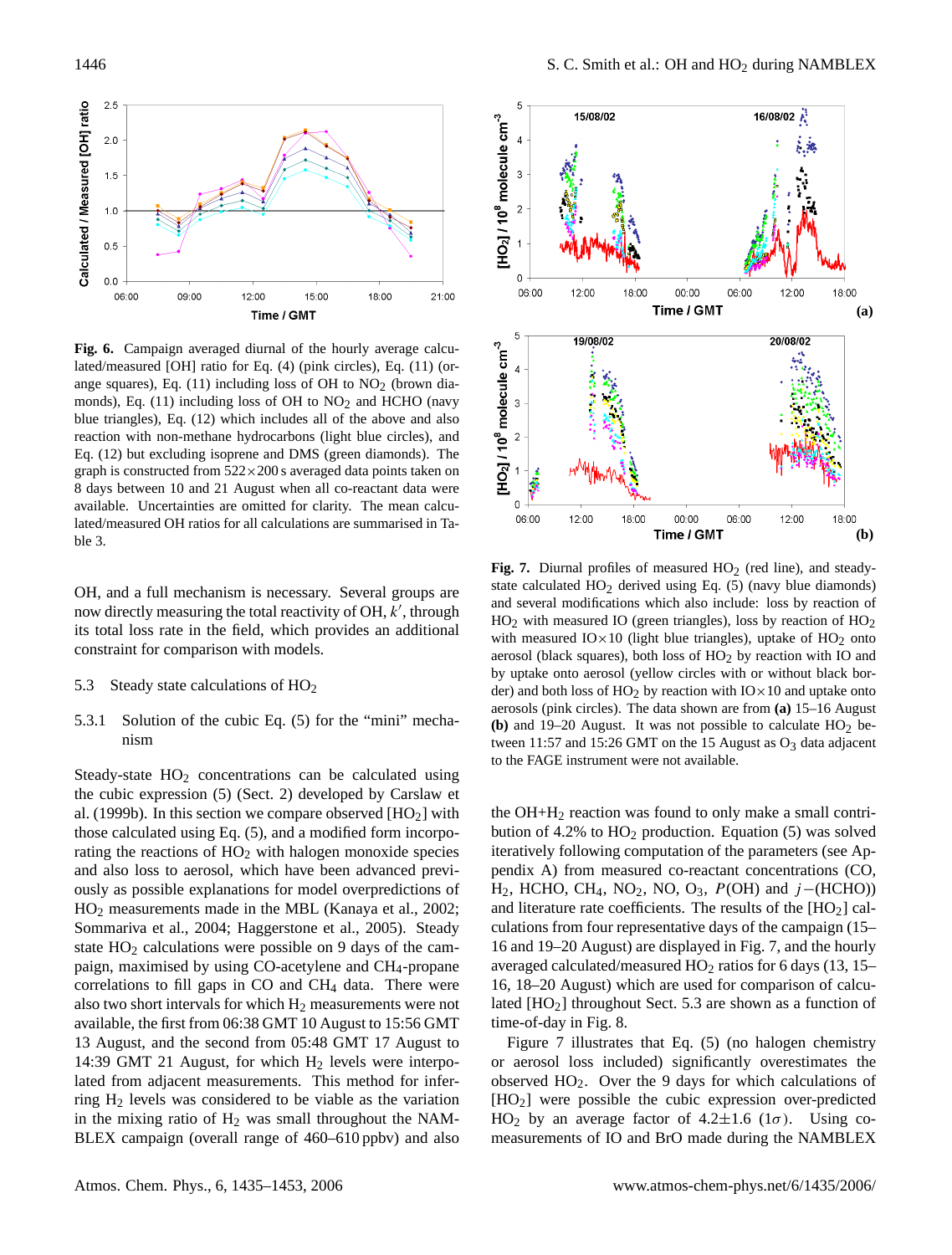**Fig. 6.** Campaign averaged diurnal of the hourly average calculated/measured [OH] ratio for Eq. (4) (pink circles), Eq. (11) (orange squares), Eq. (11) including loss of OH to $NO_2$ (brown diamonds), Eq. (11) including loss of OH to $NO_2$ and HCHO (navy blue triangles), Eq. (12) which includes all of the above and also reaction with non-methane hydrocarbons (light blue circles), and Eq. (12) but excluding isoprene and DMS (green diamonds). The graph is constructed from $522\times200$ s averaged data points taken on 8 days between 10 and 21 August when all co-reactant data were available. Uncertainties are omitted for clarity. The mean calculated/measured OH ratios for all calculations are summarised in Table 3.

OH, and a full mechanism is necessary. Several groups are now directly measuring the total reactivity of OH, $k'$, through its total loss rate in the field, which provides an additional constraint for comparison with models.

### 5.3 Steady state calculations of $HO_2$

#### 5.3.1 Solution of the cubic Eq. (5) for the "mini" mechanism

Steady-state $HO_2$ concentrations can be calculated using the cubic expression (5) (Sect. 2) developed by Carslaw et al. (1999b). In this section we compare observed [$HO_2$] with those calculated using Eq. (5), and a modified form incorporating the reactions of $HO_2$ with halogen monoxide species and also loss to aerosol, which have been advanced previously as possible explanations for model overpredictions of $HO_2$ measurements made in the MBL (Kanaya et al., 2002; Sommariva et al., 2004; Haggerstone et al., 2005). Steady state $HO_2$ calculations were possible on 9 days of the campaign, maximised by using CO-acetylene and $CH_4$-propane correlations to fill gaps in CO and $CH_4$ data. There were also two short intervals for which $H_2$ measurements were not available, the first from 06:38 GMT 10 August to 15:56 GMT 13 August, and the second from 05:48 GMT 17 August to 14:39 GMT 21 August, for which $H_2$ levels were interpolated from adjacent measurements. This method for inferring $H_2$ levels was considered to be viable as the variation in the mixing ratio of $H_2$ was small throughout the NAMBLEX campaign (overall range of 460–610 ppbv) and also the OH+$H_2$ reaction was found to only make a small contribution of 4.2% to $HO_2$ production. Equation (5) was solved iteratively following computation of the parameters (see Appendix A) from measured co-reactant concentrations (CO, $H_2$, HCHO, $CH_4$, $NO_2$, NO, $O_3$, $P$(OH) and $j-$(HCHO)) and literature rate coefficients. The results of the [$HO_2$] calculations from four representative days of the campaign (15–16 and 19–20 August) are displayed in Fig. 7, and the hourly averaged calculated/measured $HO_2$ ratios for 6 days (13, 15–16, 18–20 August) which are used for comparison of calculated [$HO_2$] throughout Sect. 5.3 are shown as a function of time-of-day in Fig. 8.

**Fig. 7.** Diurnal profiles of measured $HO_2$ (red line), and steady-state calculated $HO_2$ derived using Eq. (5) (navy blue diamonds) and several modifications which also include: loss by reaction of $HO_2$ with measured IO (green triangles), loss by reaction of $HO_2$ with measured IO×10 (light blue triangles), uptake of $HO_2$ onto aerosol (black squares), both loss of $HO_2$ by reaction with IO and by uptake onto aerosol (yellow circles with or without black border) and both loss of $HO_2$ by reaction with IO×10 and uptake onto aerosols (pink circles). The data shown are from **(a)** 15–16 August **(b)** and 19–20 August. It was not possible to calculate $HO_2$ between 11:57 and 15:26 GMT on the 15 August as $O_3$ data adjacent to the FAGE instrument were not available.

Figure 7 illustrates that Eq. (5) (no halogen chemistry or aerosol loss included) significantly overestimates the observed $HO_2$. Over the 9 days for which calculations of [$HO_2$] were possible the cubic expression over-predicted $HO_2$ by an average factor of $4.2\pm1.6$ ($1\sigma$). Using co-measurements of IO and BrO made during the NAMBLEX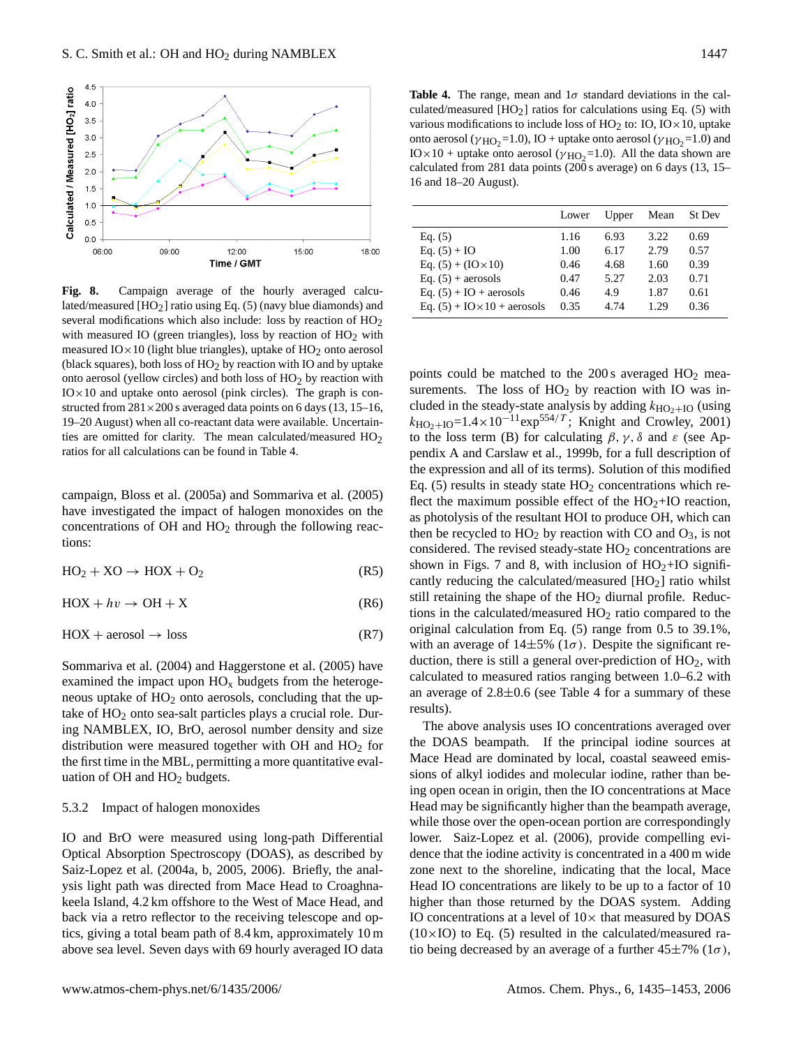**Fig. 8.** Campaign average of the hourly averaged calculated/measured $[HO_2]$ ratio using Eq. (5) (navy blue diamonds) and several modifications which also include: loss by reaction of $HO_2$ with measured IO (green triangles), loss by reaction of $HO_2$ with measured IO×10 (light blue triangles), uptake of $HO_2$ onto aerosol (black squares), both loss of $HO_2$ by reaction with IO and by uptake onto aerosol (yellow circles) and both loss of $HO_2$ by reaction with IO×10 and uptake onto aerosol (pink circles). The graph is constructed from 281×200 s averaged data points on 6 days (13, 15–16, 19–20 August) when all co-reactant data were available. Uncertainties are omitted for clarity. The mean calculated/measured $HO_2$ ratios for all calculations can be found in Table 4.

campaign, Bloss et al. (2005a) and Sommariva et al. (2005) have investigated the impact of halogen monoxides on the concentrations of OH and $HO_2$ through the following reactions:

$$HO_2 + XO \rightarrow HOX + O_2 \quad \text{(R5)}$$

$$HOX + h\upsilon \rightarrow OH + X \quad \text{(R6)}$$

$$HOX + \text{aerosol} \rightarrow \text{loss} \quad \text{(R7)}$$

Sommariva et al. (2004) and Haggerstone et al. (2005) have examined the impact upon $HO_x$ budgets from the heterogeneous uptake of $HO_2$ onto aerosols, concluding that the uptake of $HO_2$ onto sea-salt particles plays a crucial role. During NAMBLEX, IO, BrO, aerosol number density and size distribution were measured together with OH and $HO_2$ for the first time in the MBL, permitting a more quantitative evaluation of OH and $HO_2$ budgets.

#### 5.3.2 Impact of halogen monoxides

IO and BrO were measured using long-path Differential Optical Absorption Spectroscopy (DOAS), as described by Saiz-Lopez et al. (2004a, b, 2005, 2006). Briefly, the analysis light path was directed from Mace Head to Croaghnakeela Island, 4.2 km offshore to the West of Mace Head, and back via a retro reflector to the receiving telescope and optics, giving a total beam path of 8.4 km, approximately 10 m above sea level. Seven days with 69 hourly averaged IO data

**Table 4.** The range, mean and 1$\sigma$ standard deviations in the calculated/measured $[HO_2]$ ratios for calculations using Eq. (5) with various modifications to include loss of $HO_2$ to: IO, IO×10, uptake onto aerosol ($\gamma_{HO_2}$=1.0), IO + uptake onto aerosol ($\gamma_{HO_2}$=1.0) and IO×10 + uptake onto aerosol ($\gamma_{HO_2}$=1.0). All the data shown are calculated from 281 data points (200 s average) on 6 days (13, 15–16 and 18–20 August).

| | Lower | Upper | Mean | St Dev |
|---|---|---|---|---|
| Eq. (5) | 1.16 | 6.93 | 3.22 | 0.69 |
| Eq. (5) + IO | 1.00 | 6.17 | 2.79 | 0.57 |
| Eq. (5) + (IO×10) | 0.46 | 4.68 | 1.60 | 0.39 |
| Eq. (5) + aerosols | 0.47 | 5.27 | 2.03 | 0.71 |
| Eq. (5) + IO + aerosols | 0.46 | 4.9 | 1.87 | 0.61 |
| Eq. (5) + IO×10 + aerosols | 0.35 | 4.74 | 1.29 | 0.36 |

points could be matched to the 200 s averaged $HO_2$ measurements. The loss of $HO_2$ by reaction with IO was included in the steady-state analysis by adding $k_{HO_2+IO}$ (using $k_{HO_2+IO}$=1.4×10$^{-11}$exp$^{554/T}$; Knight and Crowley, 2001) to the loss term (B) for calculating $\beta$, $\gamma$, $\delta$ and $\varepsilon$ (see Appendix A and Carslaw et al., 1999b, for a full description of the expression and all of its terms). Solution of this modified Eq. (5) results in steady state $HO_2$ concentrations which reflect the maximum possible effect of the $HO_2$+IO reaction, as photolysis of the resultant HOI to produce OH, which can then be recycled to $HO_2$ by reaction with CO and $O_3$, is not considered. The revised steady-state $HO_2$ concentrations are shown in Figs. 7 and 8, with inclusion of $HO_2$+IO significantly reducing the calculated/measured $[HO_2]$ ratio whilst still retaining the shape of the $HO_2$ diurnal profile. Reductions in the calculated/measured $HO_2$ ratio compared to the original calculation from Eq. (5) range from 0.5 to 39.1%, with an average of 14±5% (1$\sigma$). Despite the significant reduction, there is still a general over-prediction of $HO_2$, with calculated to measured ratios ranging between 1.0–6.2 with an average of 2.8±0.6 (see Table 4 for a summary of these results).

The above analysis uses IO concentrations averaged over the DOAS beampath. If the principal iodine sources at Mace Head are dominated by local, coastal seaweed emissions of alkyl iodides and molecular iodine, rather than being open ocean in origin, then the IO concentrations at Mace Head may be significantly higher than the beampath average, while those over the open-ocean portion are correspondingly lower. Saiz-Lopez et al. (2006), provide compelling evidence that the iodine activity is concentrated in a 400 m wide zone next to the shoreline, indicating that the local, Mace Head IO concentrations are likely to be up to a factor of 10 higher than those returned by the DOAS system. Adding IO concentrations at a level of 10× that measured by DOAS (10×IO) to Eq. (5) resulted in the calculated/measured ratio being decreased by an average of a further 45±7% (1$\sigma$),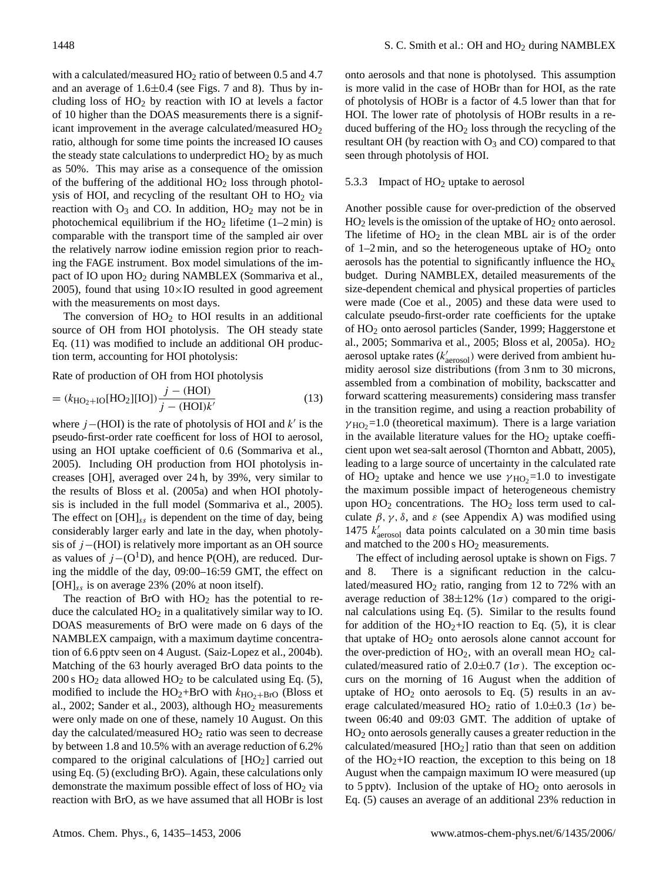with a calculated/measured $HO_2$ ratio of between 0.5 and 4.7 and an average of 1.6±0.4 (see Figs. 7 and 8). Thus by including loss of $HO_2$ by reaction with IO at levels a factor of 10 higher than the DOAS measurements there is a significant improvement in the average calculated/measured $HO_2$ ratio, although for some time points the increased IO causes the steady state calculations to underpredict $HO_2$ by as much as 50%. This may arise as a consequence of the omission of the buffering of the additional $HO_2$ loss through photolysis of HOI, and recycling of the resultant OH to $HO_2$ via reaction with $O_3$ and CO. In addition, $HO_2$ may not be in photochemical equilibrium if the $HO_2$ lifetime (1–2 min) is comparable with the transport time of the sampled air over the relatively narrow iodine emission region prior to reaching the FAGE instrument. Box model simulations of the impact of IO upon $HO_2$ during NAMBLEX (Sommariva et al., 2005), found that using 10×IO resulted in good agreement with the measurements on most days.

The conversion of $HO_2$ to HOI results in an additional source of OH from HOI photolysis. The OH steady state Eq. (11) was modified to include an additional OH production term, accounting for HOI photolysis:

Rate of production of OH from HOI photolysis

$$= (k_{HO_2+IO}[HO_2][IO])\frac{j-(HOI)}{j-(HOI)k'} \tag{13}$$

where $j-$(HOI) is the rate of photolysis of HOI and $k'$ is the pseudo-first-order rate coefficent for loss of HOI to aerosol, using an HOI uptake coefficient of 0.6 (Sommariva et al., 2005). Including OH production from HOI photolysis increases [OH], averaged over 24 h, by 39%, very similar to the results of Bloss et al. (2005a) and when HOI photolysis is included in the full model (Sommariva et al., 2005). The effect on $[OH]_{ss}$ is dependent on the time of day, being considerably larger early and late in the day, when photolysis of $j-$(HOI) is relatively more important as an OH source as values of $j-(O^1D)$, and hence P(OH), are reduced. During the middle of the day, 09:00–16:59 GMT, the effect on $[OH]_{ss}$ is on average 23% (20% at noon itself).

The reaction of BrO with $HO_2$ has the potential to reduce the calculated $HO_2$ in a qualitatively similar way to IO. DOAS measurements of BrO were made on 6 days of the NAMBLEX campaign, with a maximum daytime concentration of 6.6 pptv seen on 4 August. (Saiz-Lopez et al., 2004b). Matching of the 63 hourly averaged BrO data points to the 200 s $HO_2$ data allowed $HO_2$ to be calculated using Eq. (5), modified to include the $HO_2$+BrO with $k_{HO_2+BrO}$ (Bloss et al., 2002; Sander et al., 2003), although $HO_2$ measurements were only made on one of these, namely 10 August. On this day the calculated/measured $HO_2$ ratio was seen to decrease by between 1.8 and 10.5% with an average reduction of 6.2% compared to the original calculations of $[HO_2]$ carried out using Eq. (5) (excluding BrO). Again, these calculations only demonstrate the maximum possible effect of loss of $HO_2$ via reaction with BrO, as we have assumed that all HOBr is lost onto aerosols and that none is photolysed. This assumption is more valid in the case of HOBr than for HOI, as the rate of photolysis of HOBr is a factor of 4.5 lower than that for HOI. The lower rate of photolysis of HOBr results in a reduced buffering of the $HO_2$ loss through the recycling of the resultant OH (by reaction with $O_3$ and CO) compared to that seen through photolysis of HOI.

#### 5.3.3 Impact of $HO_2$ uptake to aerosol

Another possible cause for over-prediction of the observed $HO_2$ levels is the omission of the uptake of $HO_2$ onto aerosol. The lifetime of $HO_2$ in the clean MBL air is of the order of 1–2 min, and so the heterogeneous uptake of $HO_2$ onto aerosols has the potential to significantly influence the $HO_x$ budget. During NAMBLEX, detailed measurements of the size-dependent chemical and physical properties of particles were made (Coe et al., 2005) and these data were used to calculate pseudo-first-order rate coefficients for the uptake of $HO_2$ onto aerosol particles (Sander, 1999; Haggerstone et al., 2005; Sommariva et al., 2005; Bloss et al, 2005a). $HO_2$ aerosol uptake rates ($k'_{aerosol}$) were derived from ambient humidity aerosol size distributions (from 3 nm to 30 microns, assembled from a combination of mobility, backscatter and forward scattering measurements) considering mass transfer in the transition regime, and using a reaction probability of $\gamma_{HO_2}$=1.0 (theoretical maximum). There is a large variation in the available literature values for the $HO_2$ uptake coefficient upon wet sea-salt aerosol (Thornton and Abbatt, 2005), leading to a large source of uncertainty in the calculated rate of $HO_2$ uptake and hence we use $\gamma_{HO_2}$=1.0 to investigate the maximum possible impact of heterogeneous chemistry upon $HO_2$ concentrations. The $HO_2$ loss term used to calculate $\beta$, $\gamma$, $\delta$, and $\varepsilon$ (see Appendix A) was modified using 1475 $k'_{aerosol}$ data points calculated on a 30 min time basis and matched to the 200 s $HO_2$ measurements.

The effect of including aerosol uptake is shown on Figs. 7 and 8. There is a significant reduction in the calculated/measured $HO_2$ ratio, ranging from 12 to 72% with an average reduction of 38±12% (1$\sigma$) compared to the original calculations using Eq. (5). Similar to the results found for addition of the $HO_2$+IO reaction to Eq. (5), it is clear that uptake of $HO_2$ onto aerosols alone cannot account for the over-prediction of $HO_2$, with an overall mean $HO_2$ calculated/measured ratio of 2.0±0.7 (1$\sigma$). The exception occurs on the morning of 16 August when the addition of uptake of $HO_2$ onto aerosols to Eq. (5) results in an average calculated/measured $HO_2$ ratio of 1.0±0.3 (1$\sigma$) between 06:40 and 09:03 GMT. The addition of uptake of $HO_2$ onto aerosols generally causes a greater reduction in the calculated/measured $[HO_2]$ ratio than that seen on addition of the $HO_2$+IO reaction, the exception to this being on 18 August when the campaign maximum IO were measured (up to 5 pptv). Inclusion of the uptake of $HO_2$ onto aerosols in Eq. (5) causes an average of an additional 23% reduction in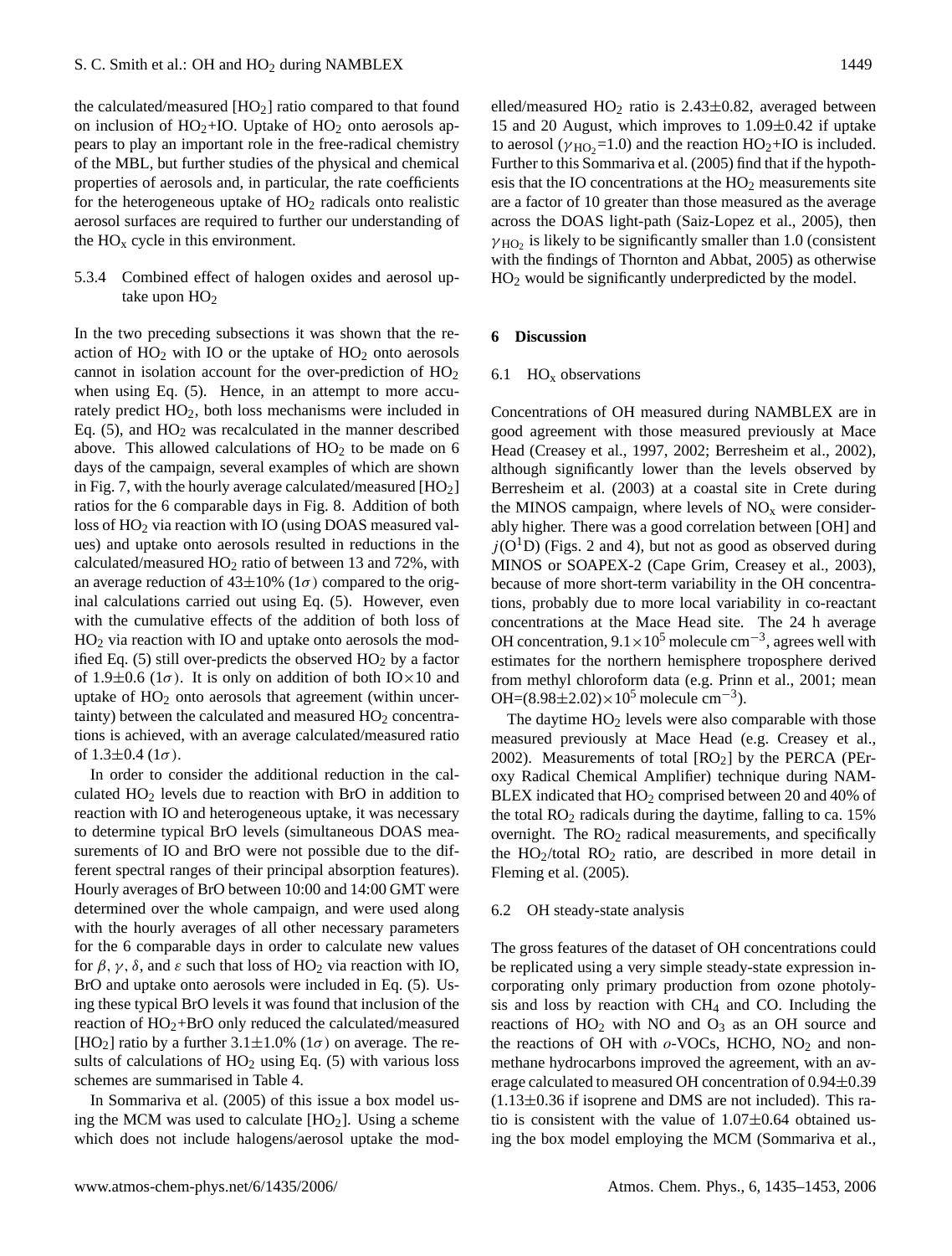the calculated/measured [$HO_2$] ratio compared to that found on inclusion of $HO_2$+IO. Uptake of $HO_2$ onto aerosols appears to play an important role in the free-radical chemistry of the MBL, but further studies of the physical and chemical properties of aerosols and, in particular, the rate coefficients for the heterogeneous uptake of $HO_2$ radicals onto realistic aerosol surfaces are required to further our understanding of the $HO_x$ cycle in this environment.

#### 5.3.4 Combined effect of halogen oxides and aerosol uptake upon $HO_2$

In the two preceding subsections it was shown that the reaction of $HO_2$ with IO or the uptake of $HO_2$ onto aerosols cannot in isolation account for the over-prediction of $HO_2$ when using Eq. (5). Hence, in an attempt to more accurately predict $HO_2$, both loss mechanisms were included in Eq. (5), and $HO_2$ was recalculated in the manner described above. This allowed calculations of $HO_2$ to be made on 6 days of the campaign, several examples of which are shown in Fig. 7, with the hourly average calculated/measured [$HO_2$] ratios for the 6 comparable days in Fig. 8. Addition of both loss of $HO_2$ via reaction with IO (using DOAS measured values) and uptake onto aerosols resulted in reductions in the calculated/measured $HO_2$ ratio of between 13 and 72%, with an average reduction of 43±10% ($1\sigma$) compared to the original calculations carried out using Eq. (5). However, even with the cumulative effects of the addition of both loss of $HO_2$ via reaction with IO and uptake onto aerosols the modified Eq. (5) still over-predicts the observed $HO_2$ by a factor of 1.9±0.6 ($1\sigma$). It is only on addition of both IO×10 and uptake of $HO_2$ onto aerosols that agreement (within uncertainty) between the calculated and measured $HO_2$ concentrations is achieved, with an average calculated/measured ratio of 1.3±0.4 ($1\sigma$).

In order to consider the additional reduction in the calculated $HO_2$ levels due to reaction with BrO in addition to reaction with IO and heterogeneous uptake, it was necessary to determine typical BrO levels (simultaneous DOAS measurements of IO and BrO were not possible due to the different spectral ranges of their principal absorption features). Hourly averages of BrO between 10:00 and 14:00 GMT were determined over the whole campaign, and were used along with the hourly averages of all other necessary parameters for the 6 comparable days in order to calculate new values for $\beta$, $\gamma$, $\delta$, and $\varepsilon$ such that loss of $HO_2$ via reaction with IO, BrO and uptake onto aerosols were included in Eq. (5). Using these typical BrO levels it was found that inclusion of the reaction of $HO_2$+BrO only reduced the calculated/measured [$HO_2$] ratio by a further 3.1±1.0% ($1\sigma$) on average. The results of calculations of $HO_2$ using Eq. (5) with various loss schemes are summarised in Table 4.

In Sommariva et al. (2005) of this issue a box model using the MCM was used to calculate [$HO_2$]. Using a scheme which does not include halogens/aerosol uptake the modelled/measured $HO_2$ ratio is 2.43±0.82, averaged between 15 and 20 August, which improves to 1.09±0.42 if uptake to aerosol ($\gamma_{HO_2}$=1.0) and the reaction $HO_2$+IO is included. Further to this Sommariva et al. (2005) find that if the hypothesis that the IO concentrations at the $HO_2$ measurements site are a factor of 10 greater than those measured as the average across the DOAS light-path (Saiz-Lopez et al., 2005), then $\gamma_{HO_2}$ is likely to be significantly smaller than 1.0 (consistent with the findings of Thornton and Abbat, 2005) as otherwise $HO_2$ would be significantly underpredicted by the model.

## 6 Discussion

### 6.1 $HO_x$ observations

Concentrations of OH measured during NAMBLEX are in good agreement with those measured previously at Mace Head (Creasey et al., 1997, 2002; Berresheim et al., 2002), although significantly lower than the levels observed by Berresheim et al. (2003) at a coastal site in Crete during the MINOS campaign, where levels of $NO_x$ were considerably higher. There was a good correlation between [OH] and $j(O^1D)$ (Figs. 2 and 4), but not as good as observed during MINOS or SOAPEX-2 (Cape Grim, Creasey et al., 2003), because of more short-term variability in the OH concentrations, probably due to more local variability in co-reactant concentrations at the Mace Head site. The 24 h average OH concentration, $9.1\times10^5$ molecule cm$^{-3}$, agrees well with estimates for the northern hemisphere troposphere derived from methyl chloroform data (e.g. Prinn et al., 2001; mean OH=$(8.98\pm2.02)\times10^5$ molecule cm$^{-3}$).

The daytime $HO_2$ levels were also comparable with those measured previously at Mace Head (e.g. Creasey et al., 2002). Measurements of total [$RO_2$] by the PERCA (PEroxy Radical Chemical Amplifier) technique during NAMBLEX indicated that $HO_2$ comprised between 20 and 40% of the total $RO_2$ radicals during the daytime, falling to ca. 15% overnight. The $RO_2$ radical measurements, and specifically the $HO_2$/total $RO_2$ ratio, are described in more detail in Fleming et al. (2005).

### 6.2 OH steady-state analysis

The gross features of the dataset of OH concentrations could be replicated using a very simple steady-state expression incorporating only primary production from ozone photolysis and loss by reaction with $CH_4$ and CO. Including the reactions of $HO_2$ with NO and $O_3$ as an OH source and the reactions of OH with *o*-VOCs, HCHO, $NO_2$ and non-methane hydrocarbons improved the agreement, with an average calculated to measured OH concentration of 0.94±0.39 (1.13±0.36 if isoprene and DMS are not included). This ratio is consistent with the value of 1.07±0.64 obtained using the box model employing the MCM (Sommariva et al.,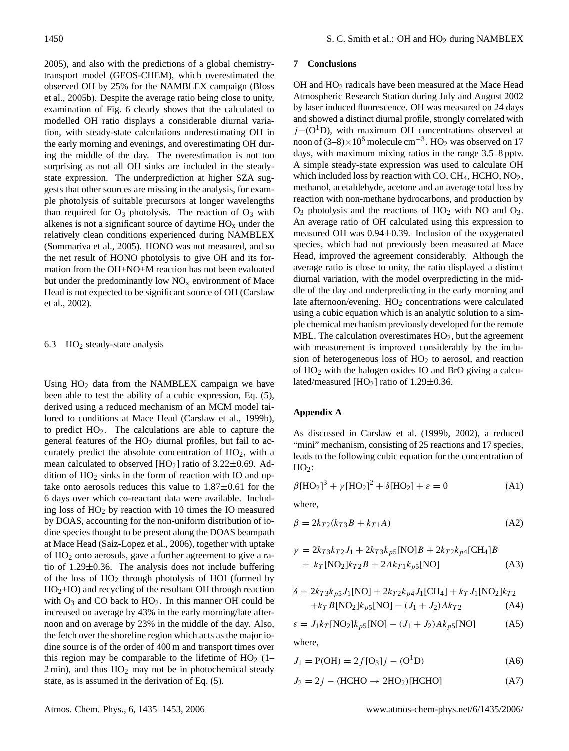2005), and also with the predictions of a global chemistry-transport model (GEOS-CHEM), which overestimated the observed OH by 25% for the NAMBLEX campaign (Bloss et al., 2005b). Despite the average ratio being close to unity, examination of Fig. 6 clearly shows that the calculated to modelled OH ratio displays a considerable diurnal variation, with steady-state calculations underestimating OH in the early morning and evenings, and overestimating OH during the middle of the day. The overestimation is not too surprising as not all OH sinks are included in the steady-state expression. The underprediction at higher SZA suggests that other sources are missing in the analysis, for example photolysis of suitable precursors at longer wavelengths than required for $O_3$ photolysis. The reaction of $O_3$ with alkenes is not a significant source of daytime $HO_x$ under the relatively clean conditions experienced during NAMBLEX (Sommariva et al., 2005). HONO was not measured, and so the net result of HONO photolysis to give OH and its formation from the OH+NO+M reaction has not been evaluated but under the predominantly low $NO_x$ environment of Mace Head is not expected to be significant source of OH (Carslaw et al., 2002).

### 6.3 $HO_2$ steady-state analysis

Using $HO_2$ data from the NAMBLEX campaign we have been able to test the ability of a cubic expression, Eq. (5), derived using a reduced mechanism of an MCM model tailored to conditions at Mace Head (Carslaw et al., 1999b), to predict $HO_2$. The calculations are able to capture the general features of the $HO_2$ diurnal profiles, but fail to accurately predict the absolute concentration of $HO_2$, with a mean calculated to observed [$HO_2$] ratio of 3.22±0.69. Addition of $HO_2$ sinks in the form of reaction with IO and uptake onto aerosols reduces this value to 1.87±0.61 for the 6 days over which co-reactant data were available. Including loss of $HO_2$ by reaction with 10 times the IO measured by DOAS, accounting for the non-uniform distribution of iodine species thought to be present along the DOAS beampath at Mace Head (Saiz-Lopez et al., 2006), together with uptake of $HO_2$ onto aerosols, gave a further agreement to give a ratio of 1.29±0.36. The analysis does not include buffering of the loss of $HO_2$ through photolysis of HOI (formed by $HO_2$+IO) and recycling of the resultant OH through reaction with $O_3$ and CO back to $HO_2$. In this manner OH could be increased on average by 43% in the early morning/late afternoon and on average by 23% in the middle of the day. Also, the fetch over the shoreline region which acts as the major iodine source is of the order of 400 m and transport times over this region may be comparable to the lifetime of $HO_2$ (1–2 min), and thus $HO_2$ may not be in photochemical steady state, as is assumed in the derivation of Eq. (5).

## 7 Conclusions

OH and $HO_2$ radicals have been measured at the Mace Head Atmospheric Research Station during July and August 2002 by laser induced fluorescence. OH was measured on 24 days and showed a distinct diurnal profile, strongly correlated with $j-(O^1D)$, with maximum OH concentrations observed at noon of $(3–8)\times10^6$ molecule cm$^{-3}$. $HO_2$ was observed on 17 days, with maximum mixing ratios in the range 3.5–8 pptv. A simple steady-state expression was used to calculate OH which included loss by reaction with CO, $CH_4$, HCHO, $NO_2$, methanol, acetaldehyde, acetone and an average total loss by reaction with non-methane hydrocarbons, and production by $O_3$ photolysis and the reactions of $HO_2$ with NO and $O_3$. An average ratio of OH calculated using this expression to measured OH was 0.94±0.39. Inclusion of the oxygenated species, which had not previously been measured at Mace Head, improved the agreement considerably. Although the average ratio is close to unity, the ratio displayed a distinct diurnal variation, with the model overpredicting in the middle of the day and underpredicting in the early morning and late afternoon/evening. $HO_2$ concentrations were calculated using a cubic equation which is an analytic solution to a simple chemical mechanism previously developed for the remote MBL. The calculation overestimates $HO_2$, but the agreement with measurement is improved considerably by the inclusion of heterogeneous loss of $HO_2$ to aerosol, and reaction of $HO_2$ with the halogen oxides IO and BrO giving a calculated/measured [$HO_2$] ratio of 1.29±0.36.

## Appendix A

As discussed in Carslaw et al. (1999b, 2002), a reduced "mini" mechanism, consisting of 25 reactions and 17 species, leads to the following cubic equation for the concentration of $HO_2$:

$$\beta[HO_2]^3 + \gamma[HO_2]^2 + \delta[HO_2] + \varepsilon = 0 \tag{A1}$$

where,

$$\beta = 2k_{T2}(k_{T3}B + k_{T1}A) \tag{A2}$$

$$\gamma = 2k_{T3}k_{T2}J_1 + 2k_{T3}k_{p5}[NO]B + 2k_{T2}k_{p4}[CH_4]B + k_T[NO_2]k_{T2}B + 2Ak_{T1}k_{p5}[NO] \tag{A3}$$

$$\delta = 2k_{T3}k_{p5}J_1[NO] + 2k_{T2}k_{p4}J_1[CH_4] + k_T J_1[NO_2]k_{T2} + k_T B[NO_2]k_{p5}[NO] - (J_1 + J_2)Ak_{T2} \tag{A4}$$

$$\varepsilon = J_1 k_T[NO_2]k_{p5}[NO] - (J_1 + J_2)Ak_{p5}[NO] \tag{A5}$$

where,

$$J_1 = P(OH) = 2f[O_3]j-(O^1D) \tag{A6}$$

$$J_2 = 2j-(HCHO \rightarrow 2HO_2)[HCHO] \tag{A7}$$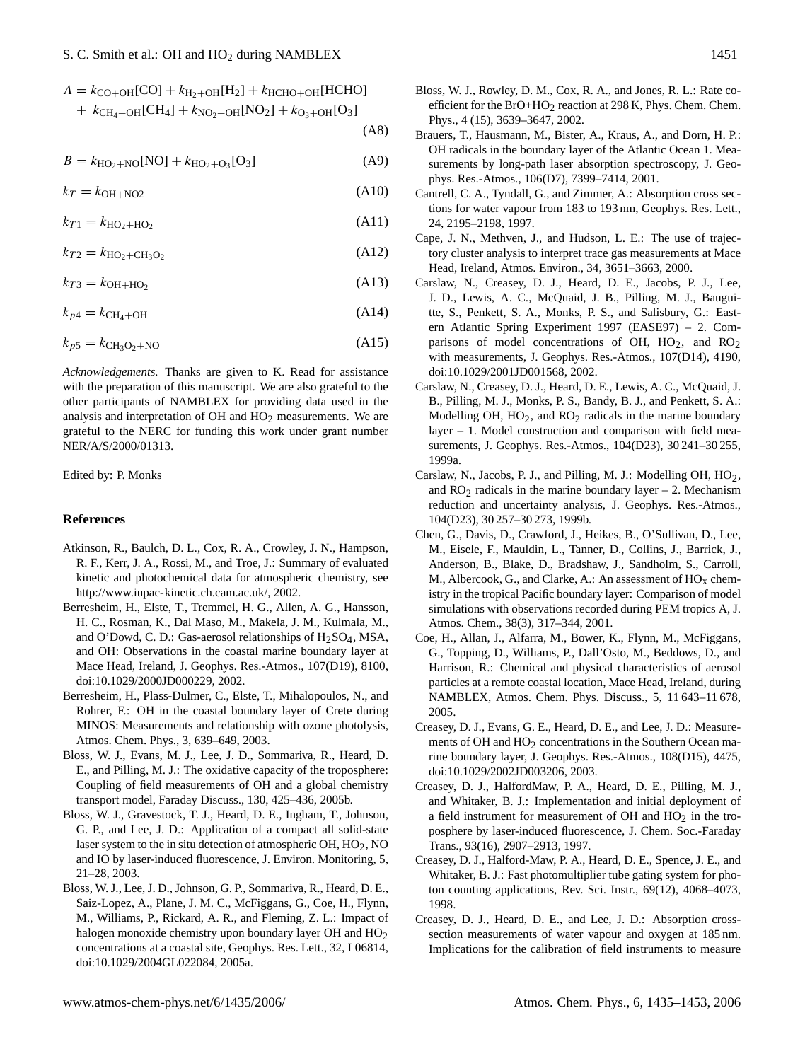$$A = k_{CO+OH}[CO] + k_{H_2+OH}[H_2] + k_{HCHO+OH}[HCHO] + k_{CH_4+OH}[CH_4] + k_{NO_2+OH}[NO_2] + k_{O_3+OH}[O_3] \quad (A8)$$

$$B = k_{HO_2+NO}[NO] + k_{HO_2+O_3}[O_3] \quad (A9)$$

$$k_T = k_{OH+NO2} \quad (A10)$$

$$k_{T1} = k_{HO_2+HO_2} \quad (A11)$$

$$k_{T2} = k_{HO_2+CH_3O_2} \quad (A12)$$

$$k_{T3} = k_{OH+HO_2} \quad (A13)$$

$$k_{p4} = k_{CH_4+OH} \quad (A14)$$

$$k_{p5} = k_{CH_3O_2+NO} \quad (A15)$$

*Acknowledgements.* Thanks are given to K. Read for assistance with the preparation of this manuscript. We are also grateful to the other participants of NAMBLEX for providing data used in the analysis and interpretation of OH and $HO_2$ measurements. We are grateful to the NERC for funding this work under grant number NER/A/S/2000/01313.

Edited by: P. Monks

## References

Atkinson, R., Baulch, D. L., Cox, R. A., Crowley, J. N., Hampson, R. F., Kerr, J. A., Rossi, M., and Troe, J.: Summary of evaluated kinetic and photochemical data for atmospheric chemistry, see http://www.iupac-kinetic.ch.cam.ac.uk/, 2002.

Berresheim, H., Elste, T., Tremmel, H. G., Allen, A. G., Hansson, H. C., Rosman, K., Dal Maso, M., Makela, J. M., Kulmala, M., and O'Dowd, C. D.: Gas-aerosol relationships of $H_2SO_4$, MSA, and OH: Observations in the coastal marine boundary layer at Mace Head, Ireland, J. Geophys. Res.-Atmos., 107(D19), 8100, doi:10.1029/2000JD000229, 2002.

Berresheim, H., Plass-Dulmer, C., Elste, T., Mihalopoulos, N., and Rohrer, F.: OH in the coastal boundary layer of Crete during MINOS: Measurements and relationship with ozone photolysis, Atmos. Chem. Phys., 3, 639–649, 2003.

Bloss, W. J., Evans, M. J., Lee, J. D., Sommariva, R., Heard, D. E., and Pilling, M. J.: The oxidative capacity of the troposphere: Coupling of field measurements of OH and a global chemistry transport model, Faraday Discuss., 130, 425–436, 2005b.

Bloss, W. J., Gravestock, T. J., Heard, D. E., Ingham, T., Johnson, G. P., and Lee, J. D.: Application of a compact all solid-state laser system to the in situ detection of atmospheric OH, $HO_2$, NO and IO by laser-induced fluorescence, J. Environ. Monitoring, 5, 21–28, 2003.

Bloss, W. J., Lee, J. D., Johnson, G. P., Sommariva, R., Heard, D. E., Saiz-Lopez, A., Plane, J. M. C., McFiggans, G., Coe, H., Flynn, M., Williams, P., Rickard, A. R., and Fleming, Z. L.: Impact of halogen monoxide chemistry upon boundary layer OH and $HO_2$ concentrations at a coastal site, Geophys. Res. Lett., 32, L06814, doi:10.1029/2004GL022084, 2005a.

Bloss, W. J., Rowley, D. M., Cox, R. A., and Jones, R. L.: Rate coefficient for the BrO+$HO_2$ reaction at 298 K, Phys. Chem. Chem. Phys., 4 (15), 3639–3647, 2002.

Brauers, T., Hausmann, M., Bister, A., Kraus, A., and Dorn, H. P.: OH radicals in the boundary layer of the Atlantic Ocean 1. Measurements by long-path laser absorption spectroscopy, J. Geophys. Res.-Atmos., 106(D7), 7399–7414, 2001.

Cantrell, C. A., Tyndall, G., and Zimmer, A.: Absorption cross sections for water vapour from 183 to 193 nm, Geophys. Res. Lett., 24, 2195–2198, 1997.

Cape, J. N., Methven, J., and Hudson, L. E.: The use of trajectory cluster analysis to interpret trace gas measurements at Mace Head, Ireland, Atmos. Environ., 34, 3651–3663, 2000.

Carslaw, N., Creasey, D. J., Heard, D. E., Jacobs, P. J., Lee, J. D., Lewis, A. C., McQuaid, J. B., Pilling, M. J., Bauguitte, S., Penkett, S. A., Monks, P. S., and Salisbury, G.: Eastern Atlantic Spring Experiment 1997 (EASE97) – 2. Comparisons of model concentrations of OH, $HO_2$, and $RO_2$ with measurements, J. Geophys. Res.-Atmos., 107(D14), 4190, doi:10.1029/2001JD001568, 2002.

Carslaw, N., Creasey, D. J., Heard, D. E., Lewis, A. C., McQuaid, J. B., Pilling, M. J., Monks, P. S., Bandy, B. J., and Penkett, S. A.: Modelling OH, $HO_2$, and $RO_2$ radicals in the marine boundary layer – 1. Model construction and comparison with field measurements, J. Geophys. Res.-Atmos., 104(D23), 30 241–30 255, 1999a.

Carslaw, N., Jacobs, P. J., and Pilling, M. J.: Modelling OH, $HO_2$, and $RO_2$ radicals in the marine boundary layer – 2. Mechanism reduction and uncertainty analysis, J. Geophys. Res.-Atmos., 104(D23), 30 257–30 273, 1999b.

Chen, G., Davis, D., Crawford, J., Heikes, B., O'Sullivan, D., Lee, M., Eisele, F., Mauldin, L., Tanner, D., Collins, J., Barrick, J., Anderson, B., Blake, D., Bradshaw, J., Sandholm, S., Carroll, M., Albercook, G., and Clarke, A.: An assessment of $HO_x$ chemistry in the tropical Pacific boundary layer: Comparison of model simulations with observations recorded during PEM tropics A, J. Atmos. Chem., 38(3), 317–344, 2001.

Coe, H., Allan, J., Alfarra, M., Bower, K., Flynn, M., McFiggans, G., Topping, D., Williams, P., Dall'Osto, M., Beddows, D., and Harrison, R.: Chemical and physical characteristics of aerosol particles at a remote coastal location, Mace Head, Ireland, during NAMBLEX, Atmos. Chem. Phys. Discuss., 5, 11 643–11 678, 2005.

Creasey, D. J., Evans, G. E., Heard, D. E., and Lee, J. D.: Measurements of OH and $HO_2$ concentrations in the Southern Ocean marine boundary layer, J. Geophys. Res.-Atmos., 108(D15), 4475, doi:10.1029/2002JD003206, 2003.

Creasey, D. J., HalfordMaw, P. A., Heard, D. E., Pilling, M. J., and Whitaker, B. J.: Implementation and initial deployment of a field instrument for measurement of OH and $HO_2$ in the troposphere by laser-induced fluorescence, J. Chem. Soc.-Faraday Trans., 93(16), 2907–2913, 1997.

Creasey, D. J., Halford-Maw, P. A., Heard, D. E., Spence, J. E., and Whitaker, B. J.: Fast photomultiplier tube gating system for photon counting applications, Rev. Sci. Instr., 69(12), 4068–4073, 1998.

Creasey, D. J., Heard, D. E., and Lee, J. D.: Absorption cross-section measurements of water vapour and oxygen at 185 nm. Implications for the calibration of field instruments to measure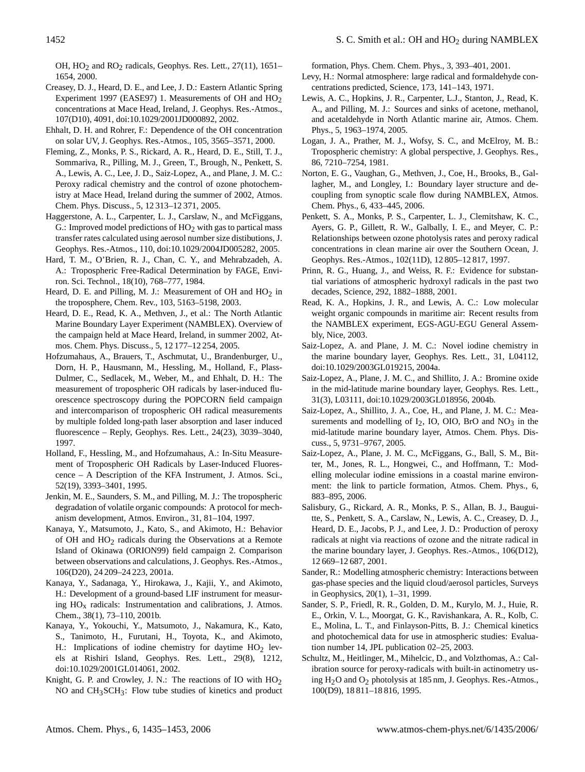OH, $HO_2$ and $RO_2$ radicals, Geophys. Res. Lett., 27(11), 1651–1654, 2000.

Creasey, D. J., Heard, D. E., and Lee, J. D.: Eastern Atlantic Spring Experiment 1997 (EASE97) 1. Measurements of OH and $HO_2$ concentrations at Mace Head, Ireland, J. Geophys. Res.-Atmos., 107(D10), 4091, doi:10.1029/2001JD000892, 2002.

Ehhalt, D. H. and Rohrer, F.: Dependence of the OH concentration on solar UV, J. Geophys. Res.-Atmos., 105, 3565–3571, 2000.

Fleming, Z., Monks, P. S., Rickard, A. R., Heard, D. E., Still, T. J., Sommariva, R., Pilling, M. J., Green, T., Brough, N., Penkett, S. A., Lewis, A. C., Lee, J. D., Saiz-Lopez, A., and Plane, J. M. C.: Peroxy radical chemistry and the control of ozone photochemistry at Mace Head, Ireland during the summer of 2002, Atmos. Chem. Phys. Discuss., 5, 12 313–12 371, 2005.

Haggerstone, A. L., Carpenter, L. J., Carslaw, N., and McFiggans, G.: Improved model predictions of $HO_2$ with gas to partical mass transfer rates calculated using aerosol number size distibutions, J. Geophys. Res.-Atmos., 110, doi:10.1029/2004JD005282, 2005.

Hard, T. M., O'Brien, R. J., Chan, C. Y., and Mehrabzadeh, A. A.: Tropospheric Free-Radical Determination by FAGE, Environ. Sci. Technol., 18(10), 768–777, 1984.

Heard, D. E. and Pilling, M. J.: Measurement of OH and $HO_2$ in the troposphere, Chem. Rev., 103, 5163–5198, 2003.

Heard, D. E., Read, K. A., Methven, J., et al.: The North Atlantic Marine Boundary Layer Experiment (NAMBLEX). Overview of the campaign held at Mace Heard, Ireland, in summer 2002, Atmos. Chem. Phys. Discuss., 5, 12 177–12 254, 2005.

Hofzumahaus, A., Brauers, T., Aschmutat, U., Brandenburger, U., Dorn, H. P., Hausmann, M., Hessling, M., Holland, F., Plass-Dulmer, C., Sedlacek, M., Weber, M., and Ehhalt, D. H.: The measurement of tropospheric OH radicals by laser-induced fluorescence spectroscopy during the POPCORN field campaign and intercomparison of tropospheric OH radical measurements by multiple folded long-path laser absorption and laser induced fluorescence – Reply, Geophys. Res. Lett., 24(23), 3039–3040, 1997.

Holland, F., Hessling, M., and Hofzumahaus, A.: In-Situ Measurement of Tropospheric OH Radicals by Laser-Induced Fluorescence – A Description of the KFA Instrument, J. Atmos. Sci., 52(19), 3393–3401, 1995.

Jenkin, M. E., Saunders, S. M., and Pilling, M. J.: The tropospheric degradation of volatile organic compounds: A protocol for mechanism development, Atmos. Environ., 31, 81–104, 1997.

Kanaya, Y., Matsumoto, J., Kato, S., and Akimoto, H.: Behavior of OH and $HO_2$ radicals during the Observations at a Remote Island of Okinawa (ORION99) field campaign 2. Comparison between observations and calculations, J. Geophys. Res.-Atmos., 106(D20), 24 209–24 223, 2001a.

Kanaya, Y., Sadanaga, Y., Hirokawa, J., Kajii, Y., and Akimoto, H.: Development of a ground-based LIF instrument for measuring $HO_x$ radicals: Instrumentation and calibrations, J. Atmos. Chem., 38(1), 73–110, 2001b.

Kanaya, Y., Yokouchi, Y., Matsumoto, J., Nakamura, K., Kato, S., Tanimoto, H., Furutani, H., Toyota, K., and Akimoto, H.: Implications of iodine chemistry for daytime $HO_2$ levels at Rishiri Island, Geophys. Res. Lett., 29(8), 1212, doi:10.1029/2001GL014061, 2002.

Knight, G. P. and Crowley, J. N.: The reactions of IO with $HO_2$ NO and $CH_3SCH_3$: Flow tube studies of kinetics and product formation, Phys. Chem. Chem. Phys., 3, 393–401, 2001.

Levy, H.: Normal atmosphere: large radical and formaldehyde concentrations predicted, Science, 173, 141–143, 1971.

Lewis, A. C., Hopkins, J. R., Carpenter, L.J., Stanton, J., Read, K. A., and Pilling, M. J.: Sources and sinks of acetone, methanol, and acetaldehyde in North Atlantic marine air, Atmos. Chem. Phys., 5, 1963–1974, 2005.

Logan, J. A., Prather, M. J., Wofsy, S. C., and McElroy, M. B.: Tropospheric chemistry: A global perspective, J. Geophys. Res., 86, 7210–7254, 1981.

Norton, E. G., Vaughan, G., Methven, J., Coe, H., Brooks, B., Gallagher, M., and Longley, I.: Boundary layer structure and decoupling from synoptic scale flow during NAMBLEX, Atmos. Chem. Phys., 6, 433–445, 2006.

Penkett, S. A., Monks, P. S., Carpenter, L. J., Clemitshaw, K. C., Ayers, G. P., Gillett, R. W., Galbally, I. E., and Meyer, C. P.: Relationships between ozone photolysis rates and peroxy radical concentrations in clean marine air over the Southern Ocean, J. Geophys. Res.-Atmos., 102(11D), 12 805–12 817, 1997.

Prinn, R. G., Huang, J., and Weiss, R. F.: Evidence for substantial variations of atmospheric hydroxyl radicals in the past two decades, Science, 292, 1882–1888, 2001.

Read, K. A., Hopkins, J. R., and Lewis, A. C.: Low molecular weight organic compounds in maritime air: Recent results from the NAMBLEX experiment, EGS-AGU-EGU General Assembly, Nice, 2003.

Saiz-Lopez, A. and Plane, J. M. C.: Novel iodine chemistry in the marine boundary layer, Geophys. Res. Lett., 31, L04112, doi:10.1029/2003GL019215, 2004a.

Saiz-Lopez, A., Plane, J. M. C., and Shillito, J. A.: Bromine oxide in the mid-latitude marine boundary layer, Geophys. Res. Lett., 31(3), L03111, doi:10.1029/2003GL018956, 2004b.

Saiz-Lopez, A., Shillito, J. A., Coe, H., and Plane, J. M. C.: Measurements and modelling of $I_2$, IO, OIO, BrO and $NO_3$ in the mid-latitude marine boundary layer, Atmos. Chem. Phys. Discuss., 5, 9731–9767, 2005.

Saiz-Lopez, A., Plane, J. M. C., McFiggans, G., Ball, S. M., Bitter, M., Jones, R. L., Hongwei, C., and Hoffmann, T.: Modelling molecular iodine emissions in a coastal marine environment: the link to particle formation, Atmos. Chem. Phys., 6, 883–895, 2006.

Salisbury, G., Rickard, A. R., Monks, P. S., Allan, B. J., Bauguitte, S., Penkett, S. A., Carslaw, N., Lewis, A. C., Creasey, D. J., Heard, D. E., Jacobs, P. J., and Lee, J. D.: Production of peroxy radicals at night via reactions of ozone and the nitrate radical in the marine boundary layer, J. Geophys. Res.-Atmos., 106(D12), 12 669–12 687, 2001.

Sander, R.: Modelling atmospheric chemistry: Interactions between gas-phase species and the liquid cloud/aerosol particles, Surveys in Geophysics, 20(1), 1–31, 1999.

Sander, S. P., Friedl, R. R., Golden, D. M., Kurylo, M. J., Huie, R. E., Orkin, V. L., Moorgat, G. K., Ravishankara, A. R., Kolb, C. E., Molina, L. T., and Finlayson-Pitts, B. J.: Chemical kinetics and photochemical data for use in atmospheric studies: Evaluation number 14, JPL publication 02–25, 2003.

Schultz, M., Heitlinger, M., Mihelcic, D., and Volzthomas, A.: Calibration source for peroxy-radicals with built-in actinometry using $H_2O$ and $O_2$ photolysis at 185 nm, J. Geophys. Res.-Atmos., 100(D9), 18 811–18 816, 1995.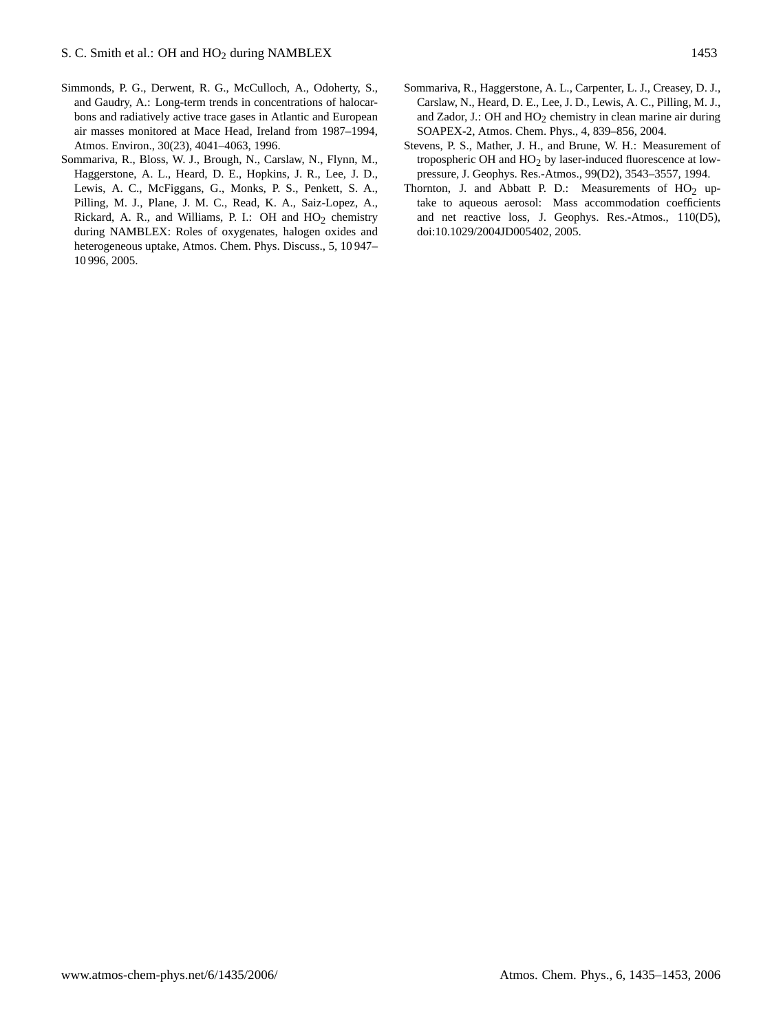Simmonds, P. G., Derwent, R. G., McCulloch, A., Odoherty, S., and Gaudry, A.: Long-term trends in concentrations of halocarbons and radiatively active trace gases in Atlantic and European air masses monitored at Mace Head, Ireland from 1987–1994, Atmos. Environ., 30(23), 4041–4063, 1996.

Sommariva, R., Bloss, W. J., Brough, N., Carslaw, N., Flynn, M., Haggerstone, A. L., Heard, D. E., Hopkins, J. R., Lee, J. D., Lewis, A. C., McFiggans, G., Monks, P. S., Penkett, S. A., Pilling, M. J., Plane, J. M. C., Read, K. A., Saiz-Lopez, A., Rickard, A. R., and Williams, P. I.: OH and $HO_2$ chemistry during NAMBLEX: Roles of oxygenates, halogen oxides and heterogeneous uptake, Atmos. Chem. Phys. Discuss., 5, 10 947–10 996, 2005.

Sommariva, R., Haggerstone, A. L., Carpenter, L. J., Creasey, D. J., Carslaw, N., Heard, D. E., Lee, J. D., Lewis, A. C., Pilling, M. J., and Zador, J.: OH and $HO_2$ chemistry in clean marine air during SOAPEX-2, Atmos. Chem. Phys., 4, 839–856, 2004.

Stevens, P. S., Mather, J. H., and Brune, W. H.: Measurement of tropospheric OH and $HO_2$ by laser-induced fluorescence at low-pressure, J. Geophys. Res.-Atmos., 99(D2), 3543–3557, 1994.

Thornton, J. and Abbatt P. D.: Measurements of $HO_2$ uptake to aqueous aerosol: Mass accommodation coefficients and net reactive loss, J. Geophys. Res.-Atmos., 110(D5), doi:10.1029/2004JD005402, 2005.